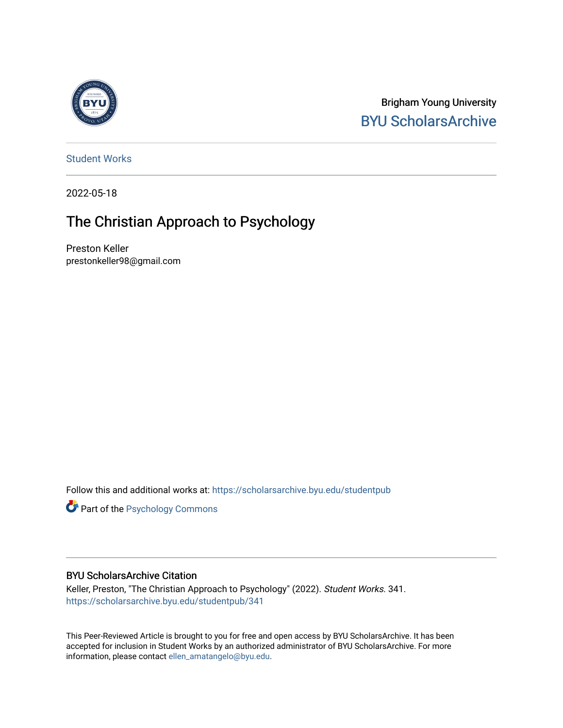Brigham Young University

BYU ScholarsArchive

Student Works

2022-05-18

# The Christian Approach to Psychology

Preston Keller
prestonkeller98@gmail.com

Follow this and additional works at: https://scholarsarchive.byu.edu/studentpub

Part of the Psychology Commons

## BYU ScholarsArchive Citation

Keller, Preston, "The Christian Approach to Psychology" (2022). *Student Works*. 341.
https://scholarsarchive.byu.edu/studentpub/341

This Peer-Reviewed Article is brought to you for free and open access by BYU ScholarsArchive. It has been accepted for inclusion in Student Works by an authorized administrator of BYU ScholarsArchive. For more information, please contact ellen_amatangelo@byu.edu.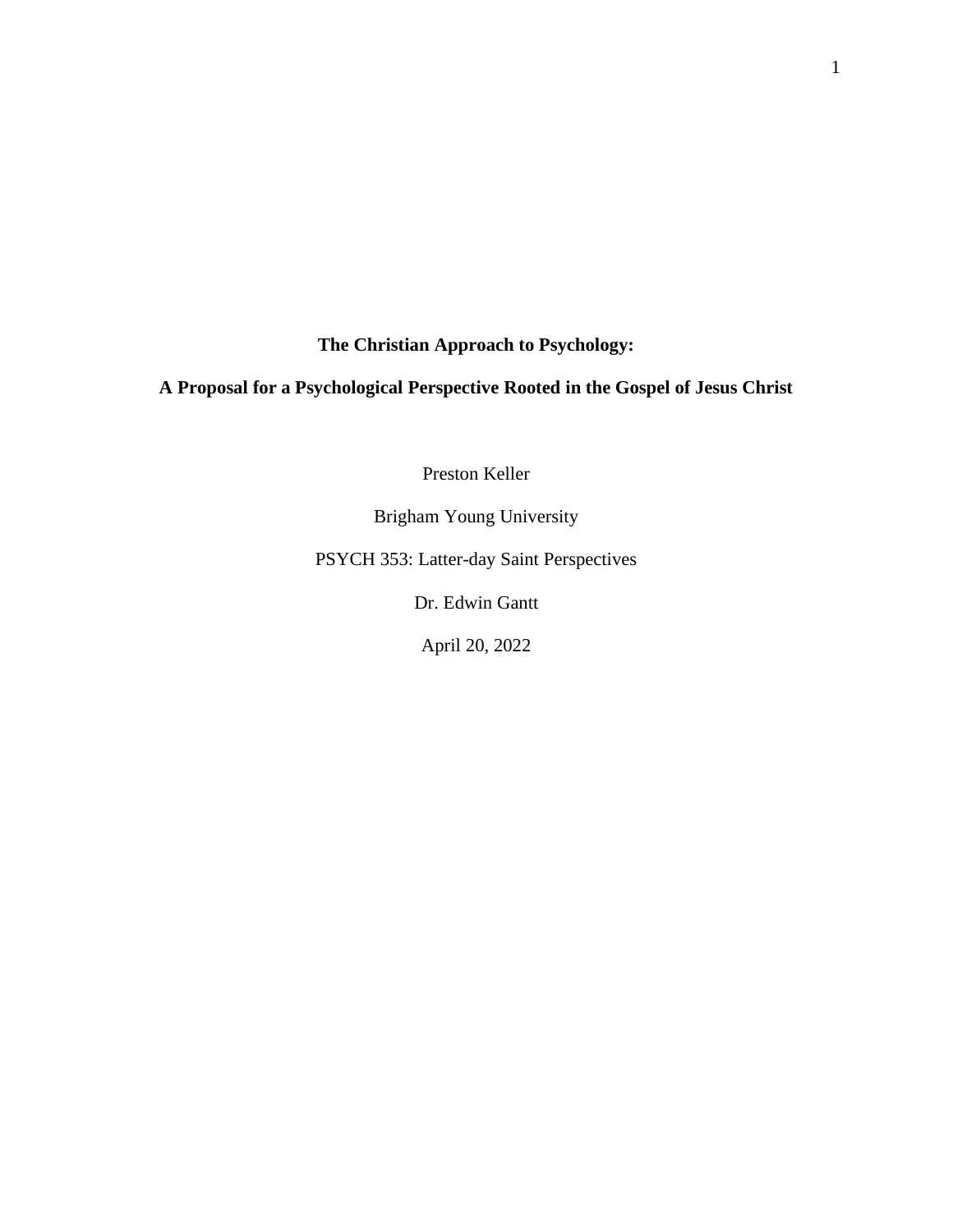**The Christian Approach to Psychology:**

**A Proposal for a Psychological Perspective Rooted in the Gospel of Jesus Christ**

Preston Keller

Brigham Young University

PSYCH 353: Latter-day Saint Perspectives

Dr. Edwin Gantt

April 20, 2022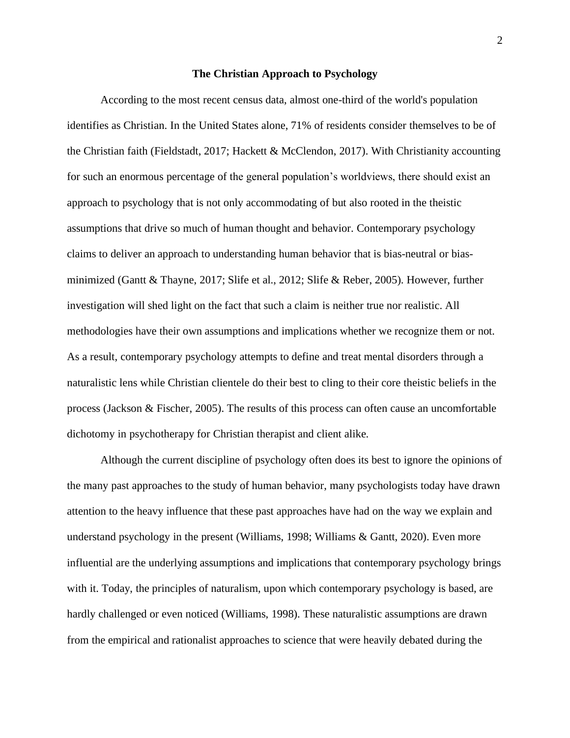# The Christian Approach to Psychology

According to the most recent census data, almost one-third of the world's population identifies as Christian. In the United States alone, 71% of residents consider themselves to be of the Christian faith (Fieldstadt, 2017; Hackett & McClendon, 2017). With Christianity accounting for such an enormous percentage of the general population's worldviews, there should exist an approach to psychology that is not only accommodating of but also rooted in the theistic assumptions that drive so much of human thought and behavior. Contemporary psychology claims to deliver an approach to understanding human behavior that is bias-neutral or bias-minimized (Gantt & Thayne, 2017; Slife et al., 2012; Slife & Reber, 2005). However, further investigation will shed light on the fact that such a claim is neither true nor realistic. All methodologies have their own assumptions and implications whether we recognize them or not. As a result, contemporary psychology attempts to define and treat mental disorders through a naturalistic lens while Christian clientele do their best to cling to their core theistic beliefs in the process (Jackson & Fischer, 2005). The results of this process can often cause an uncomfortable dichotomy in psychotherapy for Christian therapist and client alike.

Although the current discipline of psychology often does its best to ignore the opinions of the many past approaches to the study of human behavior, many psychologists today have drawn attention to the heavy influence that these past approaches have had on the way we explain and understand psychology in the present (Williams, 1998; Williams & Gantt, 2020). Even more influential are the underlying assumptions and implications that contemporary psychology brings with it. Today, the principles of naturalism, upon which contemporary psychology is based, are hardly challenged or even noticed (Williams, 1998). These naturalistic assumptions are drawn from the empirical and rationalist approaches to science that were heavily debated during the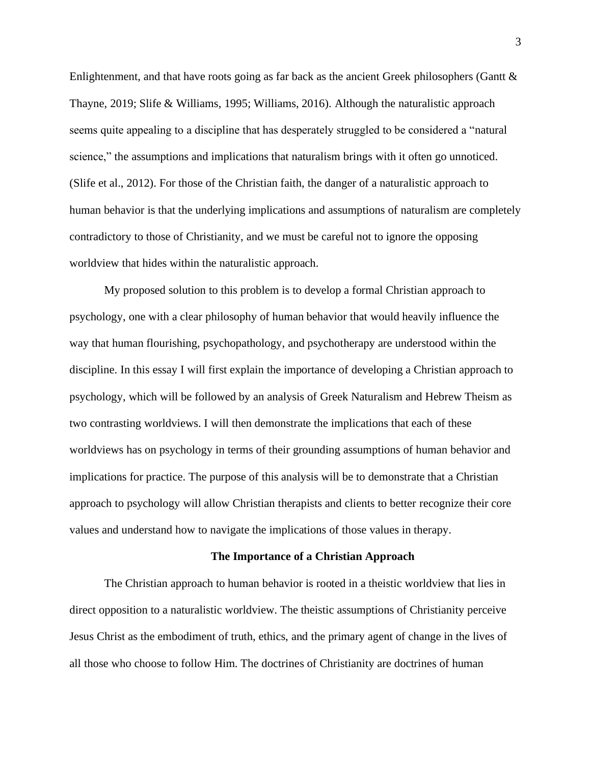Enlightenment, and that have roots going as far back as the ancient Greek philosophers (Gantt & Thayne, 2019; Slife & Williams, 1995; Williams, 2016). Although the naturalistic approach seems quite appealing to a discipline that has desperately struggled to be considered a "natural science," the assumptions and implications that naturalism brings with it often go unnoticed. (Slife et al., 2012). For those of the Christian faith, the danger of a naturalistic approach to human behavior is that the underlying implications and assumptions of naturalism are completely contradictory to those of Christianity, and we must be careful not to ignore the opposing worldview that hides within the naturalistic approach.

My proposed solution to this problem is to develop a formal Christian approach to psychology, one with a clear philosophy of human behavior that would heavily influence the way that human flourishing, psychopathology, and psychotherapy are understood within the discipline. In this essay I will first explain the importance of developing a Christian approach to psychology, which will be followed by an analysis of Greek Naturalism and Hebrew Theism as two contrasting worldviews. I will then demonstrate the implications that each of these worldviews has on psychology in terms of their grounding assumptions of human behavior and implications for practice. The purpose of this analysis will be to demonstrate that a Christian approach to psychology will allow Christian therapists and clients to better recognize their core values and understand how to navigate the implications of those values in therapy.

## The Importance of a Christian Approach

The Christian approach to human behavior is rooted in a theistic worldview that lies in direct opposition to a naturalistic worldview. The theistic assumptions of Christianity perceive Jesus Christ as the embodiment of truth, ethics, and the primary agent of change in the lives of all those who choose to follow Him. The doctrines of Christianity are doctrines of human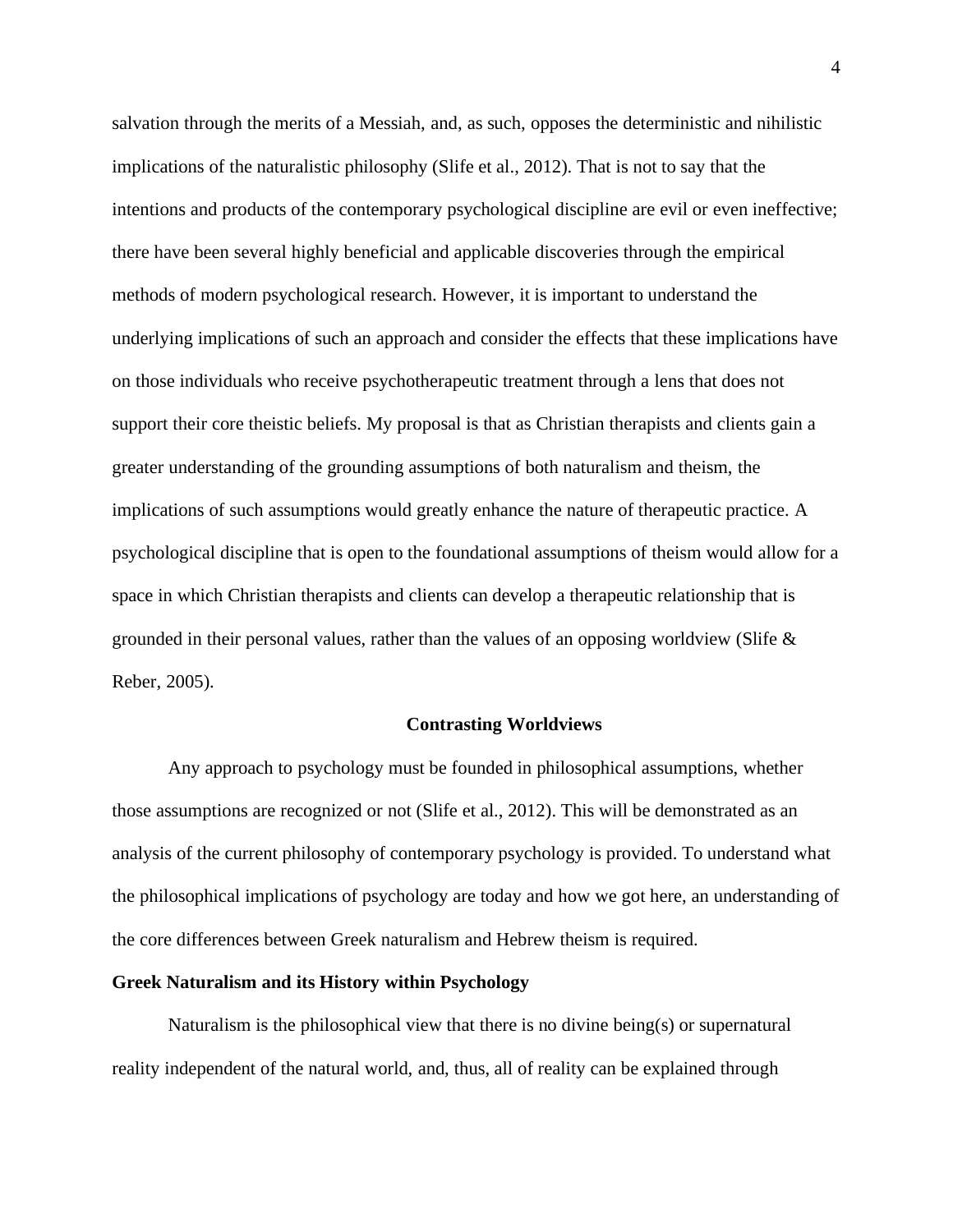salvation through the merits of a Messiah, and, as such, opposes the deterministic and nihilistic implications of the naturalistic philosophy (Slife et al., 2012). That is not to say that the intentions and products of the contemporary psychological discipline are evil or even ineffective; there have been several highly beneficial and applicable discoveries through the empirical methods of modern psychological research. However, it is important to understand the underlying implications of such an approach and consider the effects that these implications have on those individuals who receive psychotherapeutic treatment through a lens that does not support their core theistic beliefs. My proposal is that as Christian therapists and clients gain a greater understanding of the grounding assumptions of both naturalism and theism, the implications of such assumptions would greatly enhance the nature of therapeutic practice. A psychological discipline that is open to the foundational assumptions of theism would allow for a space in which Christian therapists and clients can develop a therapeutic relationship that is grounded in their personal values, rather than the values of an opposing worldview (Slife & Reber, 2005).

## Contrasting Worldviews

Any approach to psychology must be founded in philosophical assumptions, whether those assumptions are recognized or not (Slife et al., 2012). This will be demonstrated as an analysis of the current philosophy of contemporary psychology is provided. To understand what the philosophical implications of psychology are today and how we got here, an understanding of the core differences between Greek naturalism and Hebrew theism is required.

### Greek Naturalism and its History within Psychology

Naturalism is the philosophical view that there is no divine being(s) or supernatural reality independent of the natural world, and, thus, all of reality can be explained through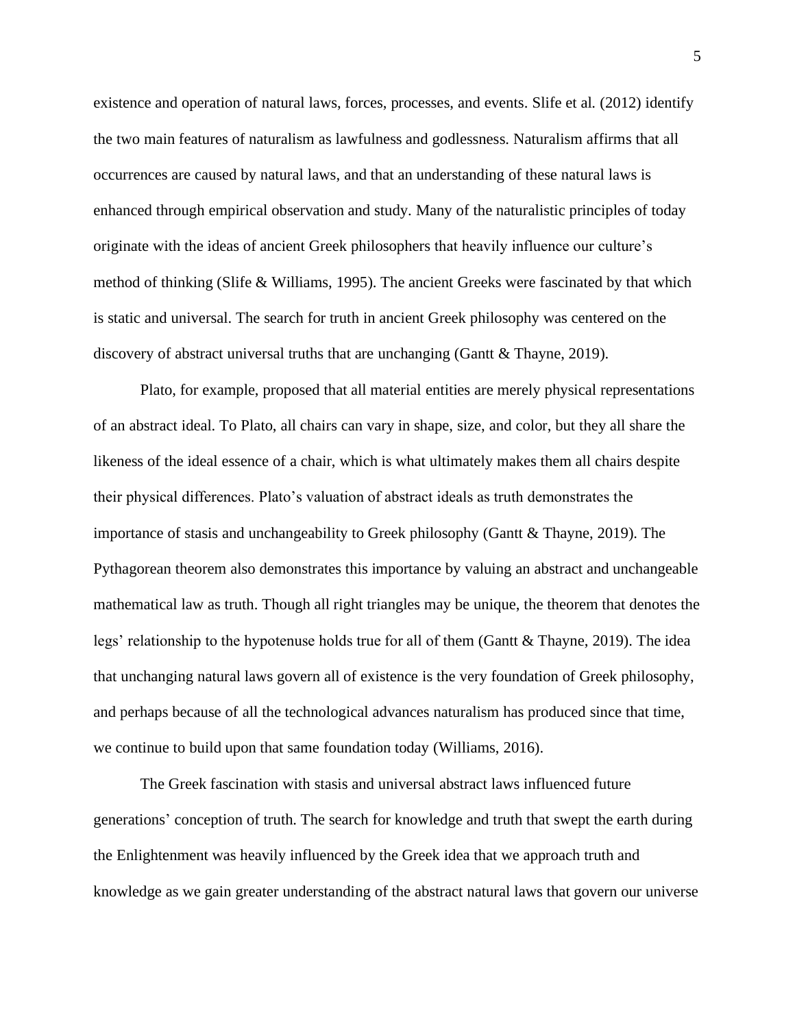existence and operation of natural laws, forces, processes, and events. Slife et al. (2012) identify the two main features of naturalism as lawfulness and godlessness. Naturalism affirms that all occurrences are caused by natural laws, and that an understanding of these natural laws is enhanced through empirical observation and study. Many of the naturalistic principles of today originate with the ideas of ancient Greek philosophers that heavily influence our culture's method of thinking (Slife & Williams, 1995). The ancient Greeks were fascinated by that which is static and universal. The search for truth in ancient Greek philosophy was centered on the discovery of abstract universal truths that are unchanging (Gantt & Thayne, 2019).

Plato, for example, proposed that all material entities are merely physical representations of an abstract ideal. To Plato, all chairs can vary in shape, size, and color, but they all share the likeness of the ideal essence of a chair, which is what ultimately makes them all chairs despite their physical differences. Plato's valuation of abstract ideals as truth demonstrates the importance of stasis and unchangeability to Greek philosophy (Gantt & Thayne, 2019). The Pythagorean theorem also demonstrates this importance by valuing an abstract and unchangeable mathematical law as truth. Though all right triangles may be unique, the theorem that denotes the legs' relationship to the hypotenuse holds true for all of them (Gantt & Thayne, 2019). The idea that unchanging natural laws govern all of existence is the very foundation of Greek philosophy, and perhaps because of all the technological advances naturalism has produced since that time, we continue to build upon that same foundation today (Williams, 2016).

The Greek fascination with stasis and universal abstract laws influenced future generations' conception of truth. The search for knowledge and truth that swept the earth during the Enlightenment was heavily influenced by the Greek idea that we approach truth and knowledge as we gain greater understanding of the abstract natural laws that govern our universe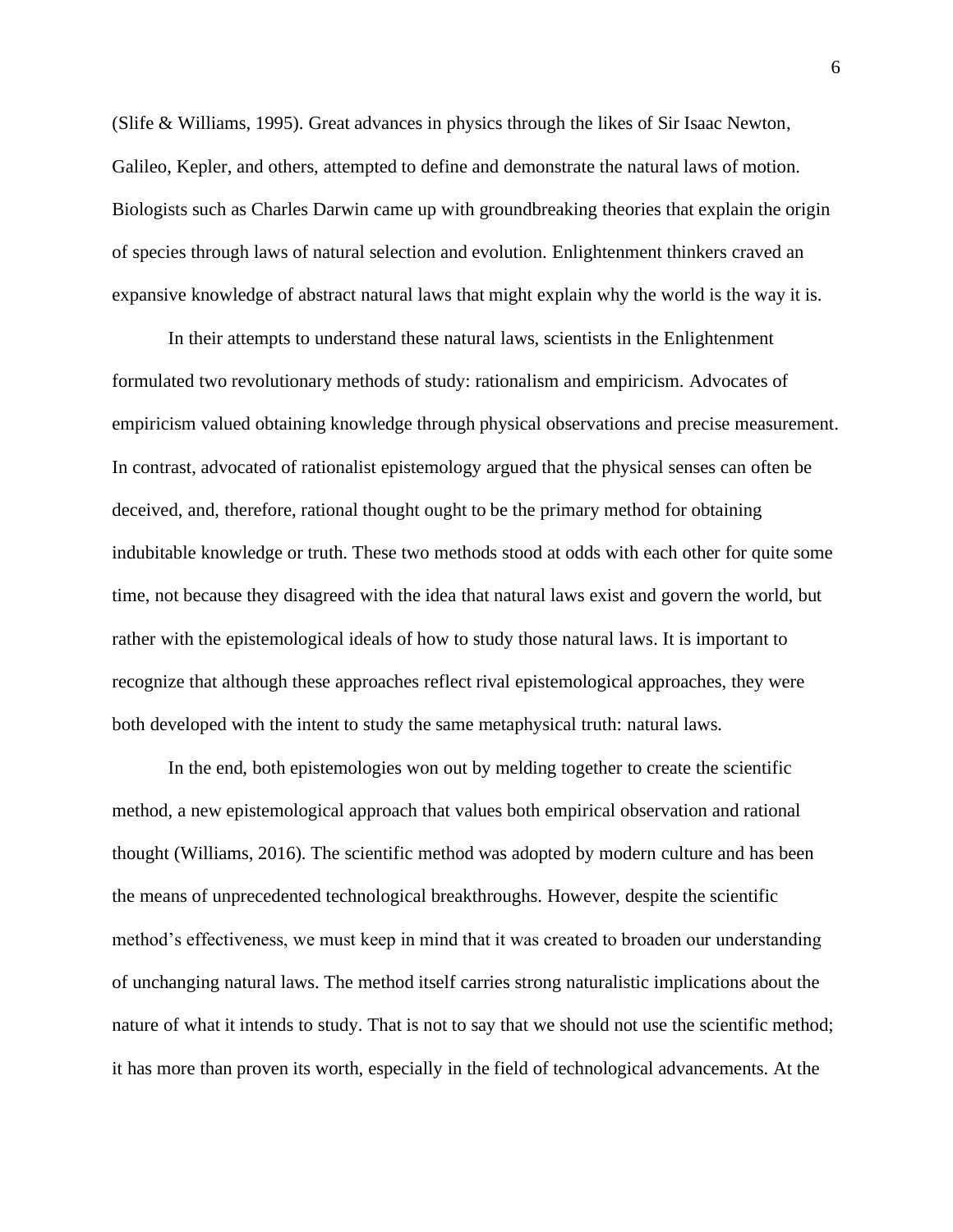(Slife & Williams, 1995). Great advances in physics through the likes of Sir Isaac Newton, Galileo, Kepler, and others, attempted to define and demonstrate the natural laws of motion. Biologists such as Charles Darwin came up with groundbreaking theories that explain the origin of species through laws of natural selection and evolution. Enlightenment thinkers craved an expansive knowledge of abstract natural laws that might explain why the world is the way it is.

In their attempts to understand these natural laws, scientists in the Enlightenment formulated two revolutionary methods of study: rationalism and empiricism. Advocates of empiricism valued obtaining knowledge through physical observations and precise measurement. In contrast, advocated of rationalist epistemology argued that the physical senses can often be deceived, and, therefore, rational thought ought to be the primary method for obtaining indubitable knowledge or truth. These two methods stood at odds with each other for quite some time, not because they disagreed with the idea that natural laws exist and govern the world, but rather with the epistemological ideals of how to study those natural laws. It is important to recognize that although these approaches reflect rival epistemological approaches, they were both developed with the intent to study the same metaphysical truth: natural laws.

In the end, both epistemologies won out by melding together to create the scientific method, a new epistemological approach that values both empirical observation and rational thought (Williams, 2016). The scientific method was adopted by modern culture and has been the means of unprecedented technological breakthroughs. However, despite the scientific method's effectiveness, we must keep in mind that it was created to broaden our understanding of unchanging natural laws. The method itself carries strong naturalistic implications about the nature of what it intends to study. That is not to say that we should not use the scientific method; it has more than proven its worth, especially in the field of technological advancements. At the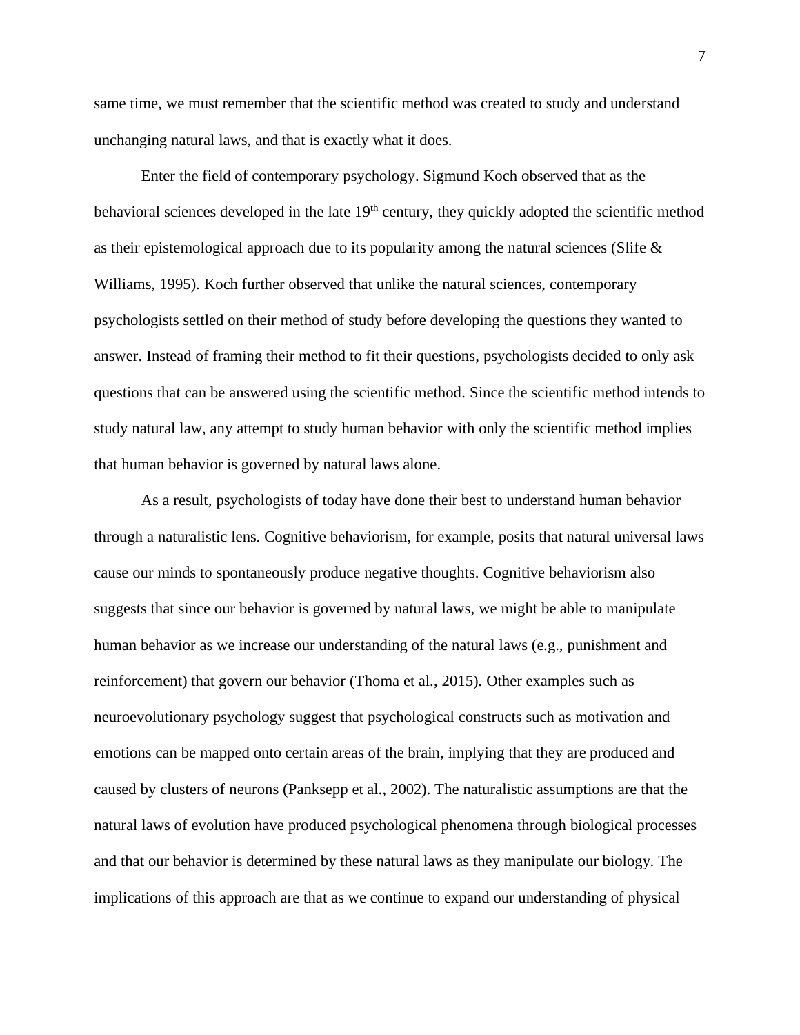same time, we must remember that the scientific method was created to study and understand unchanging natural laws, and that is exactly what it does.

Enter the field of contemporary psychology. Sigmund Koch observed that as the behavioral sciences developed in the late 19th century, they quickly adopted the scientific method as their epistemological approach due to its popularity among the natural sciences (Slife & Williams, 1995). Koch further observed that unlike the natural sciences, contemporary psychologists settled on their method of study before developing the questions they wanted to answer. Instead of framing their method to fit their questions, psychologists decided to only ask questions that can be answered using the scientific method. Since the scientific method intends to study natural law, any attempt to study human behavior with only the scientific method implies that human behavior is governed by natural laws alone.

As a result, psychologists of today have done their best to understand human behavior through a naturalistic lens. Cognitive behaviorism, for example, posits that natural universal laws cause our minds to spontaneously produce negative thoughts. Cognitive behaviorism also suggests that since our behavior is governed by natural laws, we might be able to manipulate human behavior as we increase our understanding of the natural laws (e.g., punishment and reinforcement) that govern our behavior (Thoma et al., 2015). Other examples such as neuroevolutionary psychology suggest that psychological constructs such as motivation and emotions can be mapped onto certain areas of the brain, implying that they are produced and caused by clusters of neurons (Panksepp et al., 2002). The naturalistic assumptions are that the natural laws of evolution have produced psychological phenomena through biological processes and that our behavior is determined by these natural laws as they manipulate our biology. The implications of this approach are that as we continue to expand our understanding of physical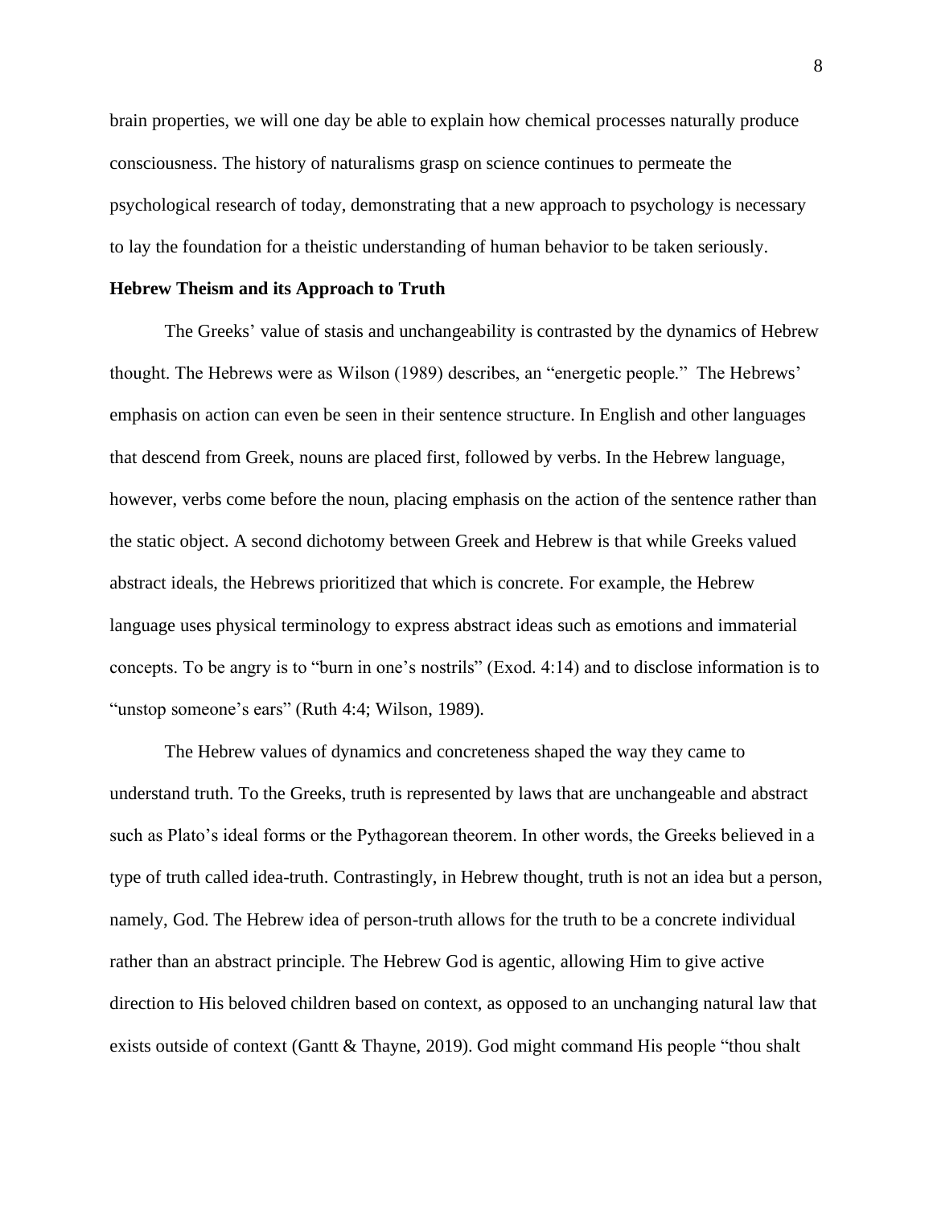brain properties, we will one day be able to explain how chemical processes naturally produce consciousness. The history of naturalisms grasp on science continues to permeate the psychological research of today, demonstrating that a new approach to psychology is necessary to lay the foundation for a theistic understanding of human behavior to be taken seriously.

**Hebrew Theism and its Approach to Truth**

The Greeks' value of stasis and unchangeability is contrasted by the dynamics of Hebrew thought. The Hebrews were as Wilson (1989) describes, an "energetic people." The Hebrews' emphasis on action can even be seen in their sentence structure. In English and other languages that descend from Greek, nouns are placed first, followed by verbs. In the Hebrew language, however, verbs come before the noun, placing emphasis on the action of the sentence rather than the static object. A second dichotomy between Greek and Hebrew is that while Greeks valued abstract ideals, the Hebrews prioritized that which is concrete. For example, the Hebrew language uses physical terminology to express abstract ideas such as emotions and immaterial concepts. To be angry is to "burn in one's nostrils" (Exod. 4:14) and to disclose information is to "unstop someone's ears" (Ruth 4:4; Wilson, 1989).

The Hebrew values of dynamics and concreteness shaped the way they came to understand truth. To the Greeks, truth is represented by laws that are unchangeable and abstract such as Plato's ideal forms or the Pythagorean theorem. In other words, the Greeks believed in a type of truth called idea-truth. Contrastingly, in Hebrew thought, truth is not an idea but a person, namely, God. The Hebrew idea of person-truth allows for the truth to be a concrete individual rather than an abstract principle. The Hebrew God is agentic, allowing Him to give active direction to His beloved children based on context, as opposed to an unchanging natural law that exists outside of context (Gantt & Thayne, 2019). God might command His people "thou shalt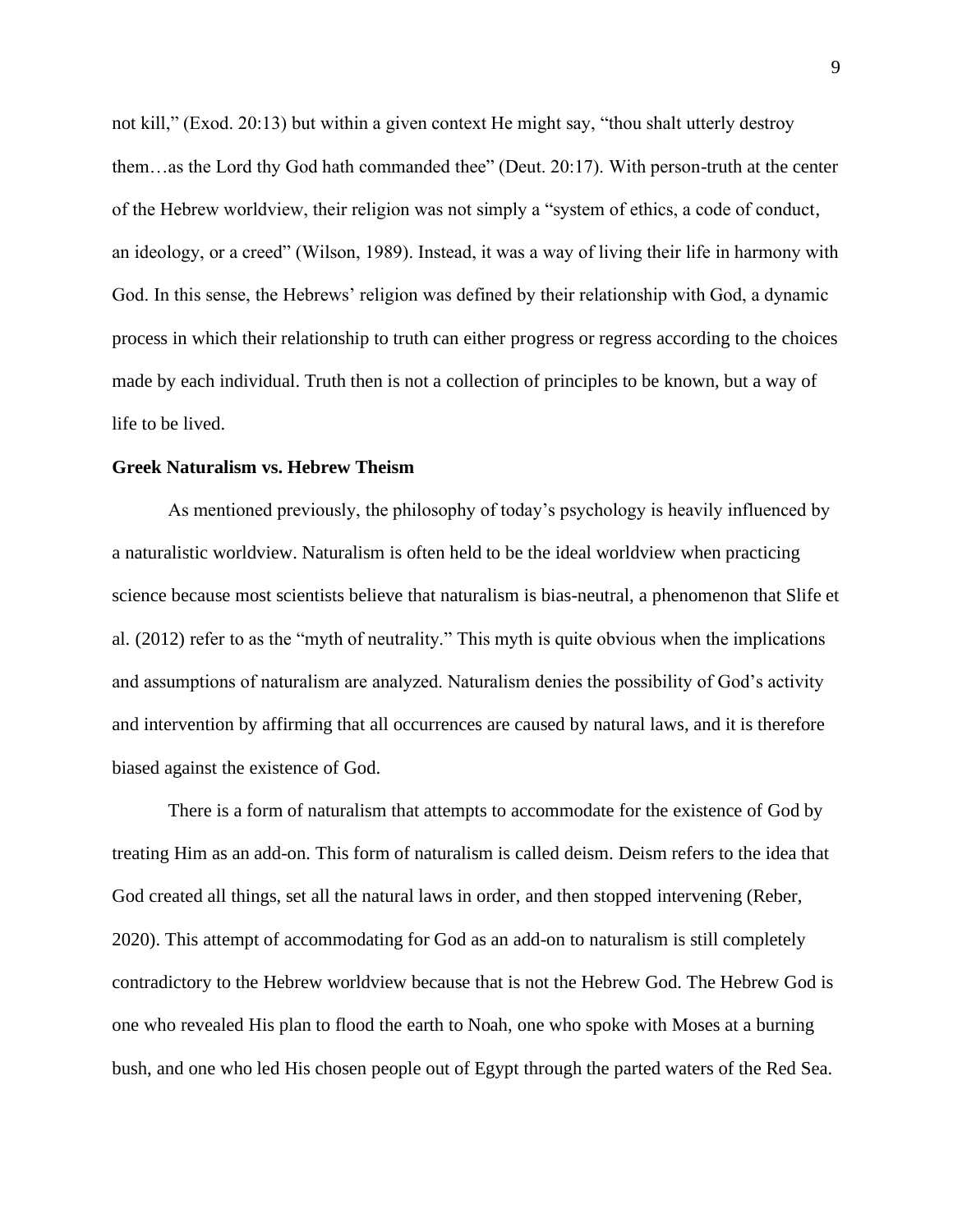not kill," (Exod. 20:13) but within a given context He might say, "thou shalt utterly destroy them…as the Lord thy God hath commanded thee" (Deut. 20:17). With person-truth at the center of the Hebrew worldview, their religion was not simply a "system of ethics, a code of conduct, an ideology, or a creed" (Wilson, 1989). Instead, it was a way of living their life in harmony with God. In this sense, the Hebrews' religion was defined by their relationship with God, a dynamic process in which their relationship to truth can either progress or regress according to the choices made by each individual. Truth then is not a collection of principles to be known, but a way of life to be lived.

**Greek Naturalism vs. Hebrew Theism**

As mentioned previously, the philosophy of today's psychology is heavily influenced by a naturalistic worldview. Naturalism is often held to be the ideal worldview when practicing science because most scientists believe that naturalism is bias-neutral, a phenomenon that Slife et al. (2012) refer to as the "myth of neutrality." This myth is quite obvious when the implications and assumptions of naturalism are analyzed. Naturalism denies the possibility of God's activity and intervention by affirming that all occurrences are caused by natural laws, and it is therefore biased against the existence of God.

There is a form of naturalism that attempts to accommodate for the existence of God by treating Him as an add-on. This form of naturalism is called deism. Deism refers to the idea that God created all things, set all the natural laws in order, and then stopped intervening (Reber, 2020). This attempt of accommodating for God as an add-on to naturalism is still completely contradictory to the Hebrew worldview because that is not the Hebrew God. The Hebrew God is one who revealed His plan to flood the earth to Noah, one who spoke with Moses at a burning bush, and one who led His chosen people out of Egypt through the parted waters of the Red Sea.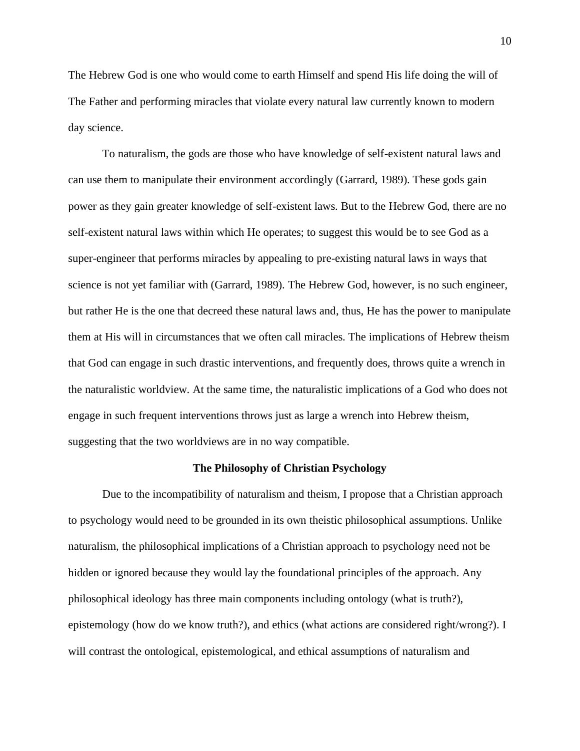The Hebrew God is one who would come to earth Himself and spend His life doing the will of The Father and performing miracles that violate every natural law currently known to modern day science.

To naturalism, the gods are those who have knowledge of self-existent natural laws and can use them to manipulate their environment accordingly (Garrard, 1989). These gods gain power as they gain greater knowledge of self-existent laws. But to the Hebrew God, there are no self-existent natural laws within which He operates; to suggest this would be to see God as a super-engineer that performs miracles by appealing to pre-existing natural laws in ways that science is not yet familiar with (Garrard, 1989). The Hebrew God, however, is no such engineer, but rather He is the one that decreed these natural laws and, thus, He has the power to manipulate them at His will in circumstances that we often call miracles. The implications of Hebrew theism that God can engage in such drastic interventions, and frequently does, throws quite a wrench in the naturalistic worldview. At the same time, the naturalistic implications of a God who does not engage in such frequent interventions throws just as large a wrench into Hebrew theism, suggesting that the two worldviews are in no way compatible.

## The Philosophy of Christian Psychology

Due to the incompatibility of naturalism and theism, I propose that a Christian approach to psychology would need to be grounded in its own theistic philosophical assumptions. Unlike naturalism, the philosophical implications of a Christian approach to psychology need not be hidden or ignored because they would lay the foundational principles of the approach. Any philosophical ideology has three main components including ontology (what is truth?), epistemology (how do we know truth?), and ethics (what actions are considered right/wrong?). I will contrast the ontological, epistemological, and ethical assumptions of naturalism and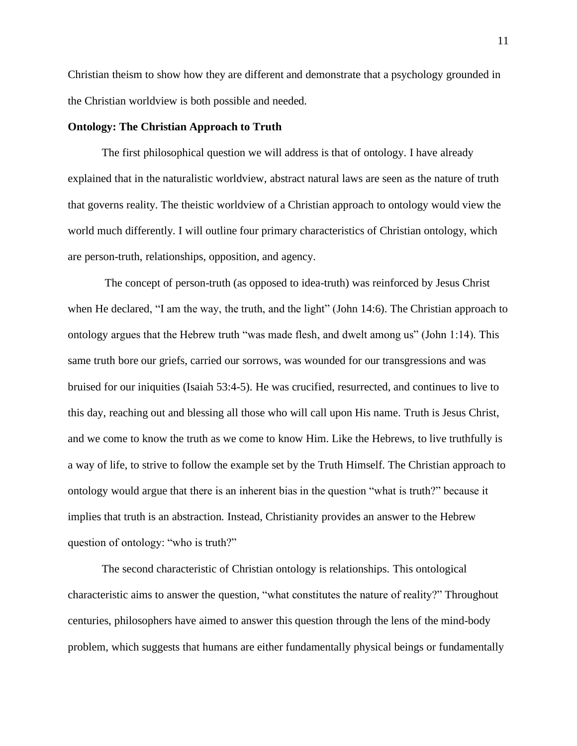Christian theism to show how they are different and demonstrate that a psychology grounded in the Christian worldview is both possible and needed.

**Ontology: The Christian Approach to Truth**

The first philosophical question we will address is that of ontology. I have already explained that in the naturalistic worldview, abstract natural laws are seen as the nature of truth that governs reality. The theistic worldview of a Christian approach to ontology would view the world much differently. I will outline four primary characteristics of Christian ontology, which are person-truth, relationships, opposition, and agency.

The concept of person-truth (as opposed to idea-truth) was reinforced by Jesus Christ when He declared, "I am the way, the truth, and the light" (John 14:6). The Christian approach to ontology argues that the Hebrew truth "was made flesh, and dwelt among us" (John 1:14). This same truth bore our griefs, carried our sorrows, was wounded for our transgressions and was bruised for our iniquities (Isaiah 53:4-5). He was crucified, resurrected, and continues to live to this day, reaching out and blessing all those who will call upon His name. Truth is Jesus Christ, and we come to know the truth as we come to know Him. Like the Hebrews, to live truthfully is a way of life, to strive to follow the example set by the Truth Himself. The Christian approach to ontology would argue that there is an inherent bias in the question "what is truth?" because it implies that truth is an abstraction. Instead, Christianity provides an answer to the Hebrew question of ontology: "who is truth?"

The second characteristic of Christian ontology is relationships. This ontological characteristic aims to answer the question, "what constitutes the nature of reality?" Throughout centuries, philosophers have aimed to answer this question through the lens of the mind-body problem, which suggests that humans are either fundamentally physical beings or fundamentally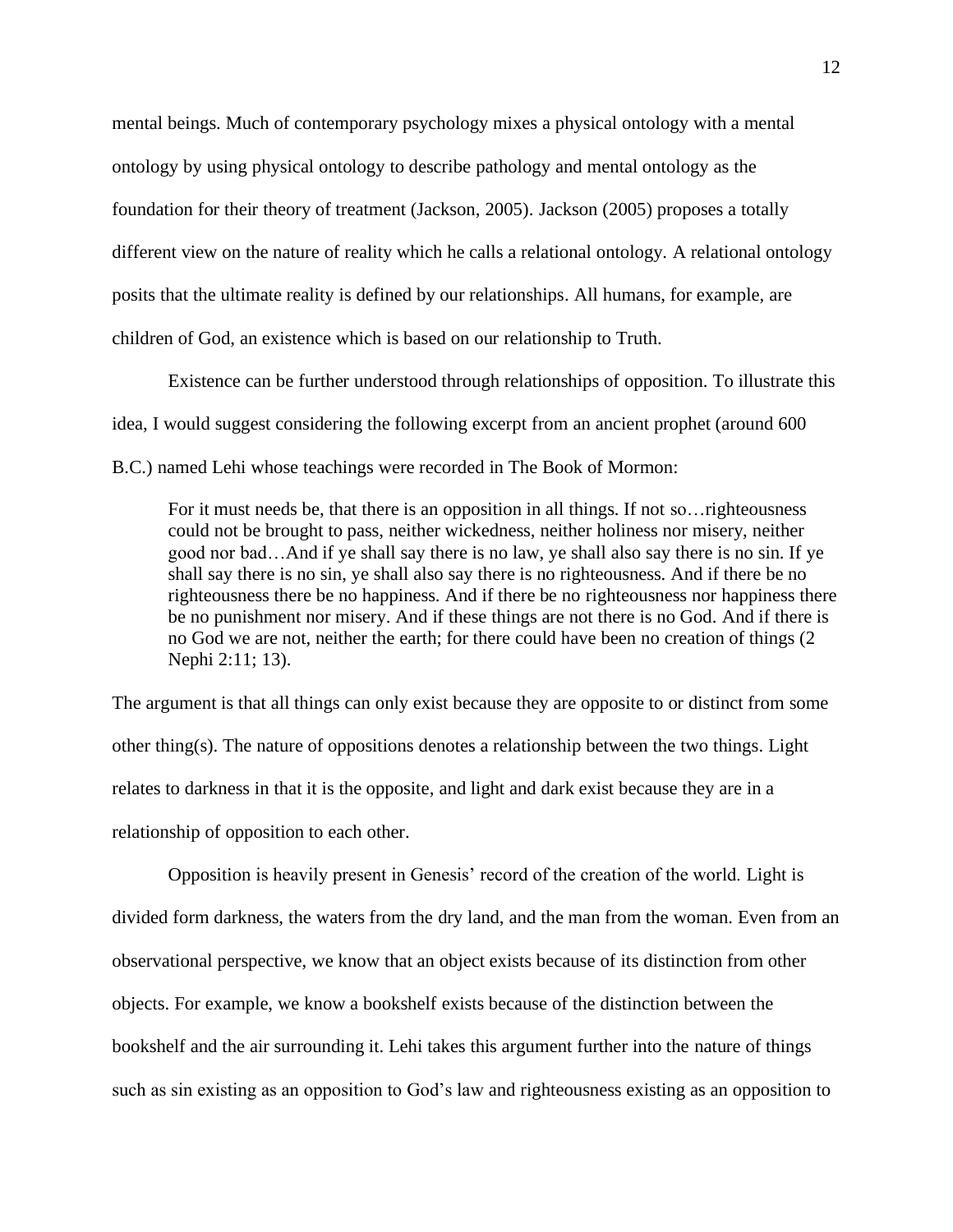mental beings. Much of contemporary psychology mixes a physical ontology with a mental ontology by using physical ontology to describe pathology and mental ontology as the foundation for their theory of treatment (Jackson, 2005). Jackson (2005) proposes a totally different view on the nature of reality which he calls a relational ontology. A relational ontology posits that the ultimate reality is defined by our relationships. All humans, for example, are children of God, an existence which is based on our relationship to Truth.

Existence can be further understood through relationships of opposition. To illustrate this idea, I would suggest considering the following excerpt from an ancient prophet (around 600 B.C.) named Lehi whose teachings were recorded in The Book of Mormon:

> For it must needs be, that there is an opposition in all things. If not so…righteousness could not be brought to pass, neither wickedness, neither holiness nor misery, neither good nor bad…And if ye shall say there is no law, ye shall also say there is no sin. If ye shall say there is no sin, ye shall also say there is no righteousness. And if there be no righteousness there be no happiness. And if there be no righteousness nor happiness there be no punishment nor misery. And if these things are not there is no God. And if there is no God we are not, neither the earth; for there could have been no creation of things (2 Nephi 2:11; 13).

The argument is that all things can only exist because they are opposite to or distinct from some other thing(s). The nature of oppositions denotes a relationship between the two things. Light relates to darkness in that it is the opposite, and light and dark exist because they are in a relationship of opposition to each other.

Opposition is heavily present in Genesis' record of the creation of the world. Light is divided form darkness, the waters from the dry land, and the man from the woman. Even from an observational perspective, we know that an object exists because of its distinction from other objects. For example, we know a bookshelf exists because of the distinction between the bookshelf and the air surrounding it. Lehi takes this argument further into the nature of things such as sin existing as an opposition to God's law and righteousness existing as an opposition to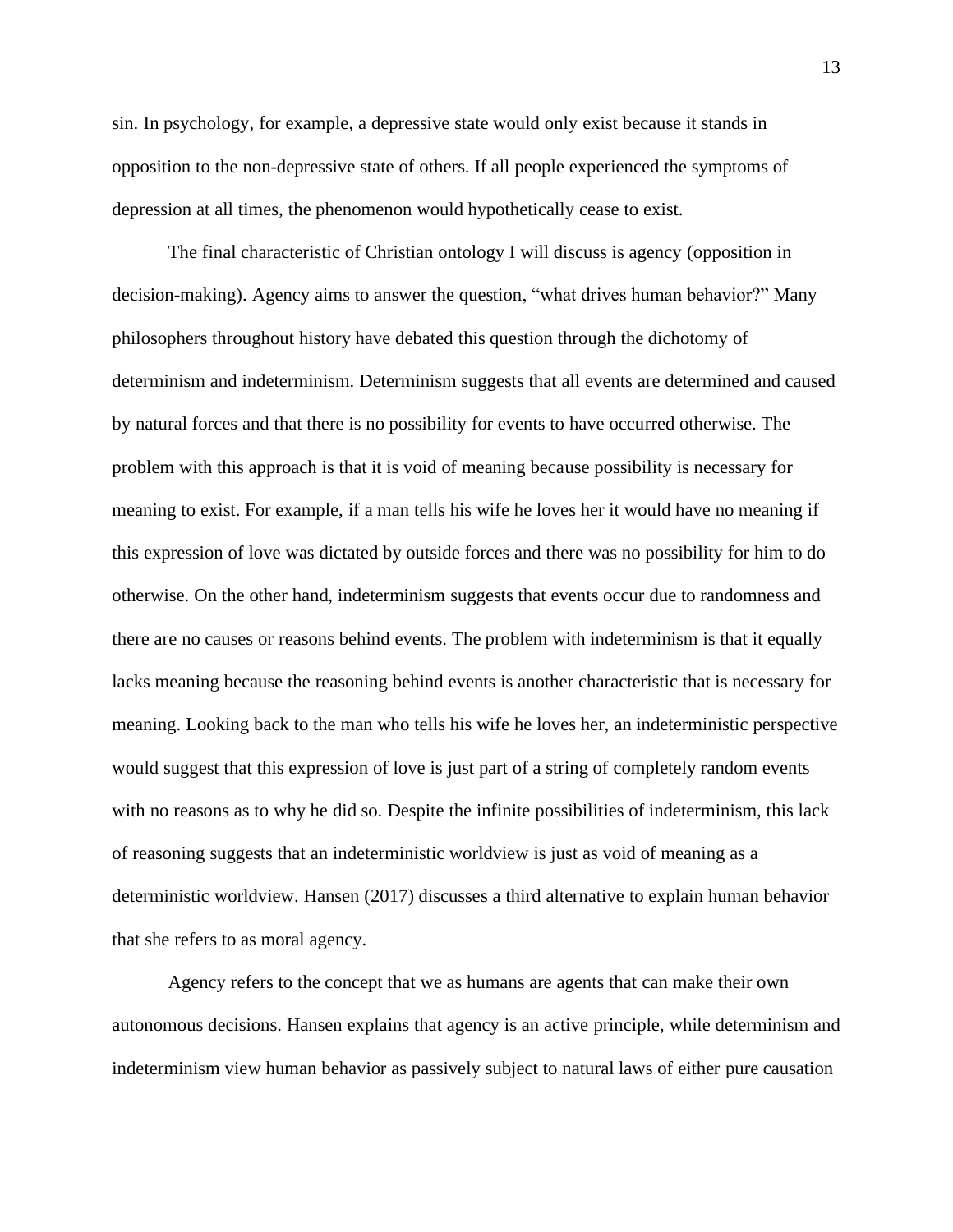sin. In psychology, for example, a depressive state would only exist because it stands in opposition to the non-depressive state of others. If all people experienced the symptoms of depression at all times, the phenomenon would hypothetically cease to exist.

The final characteristic of Christian ontology I will discuss is agency (opposition in decision-making). Agency aims to answer the question, "what drives human behavior?" Many philosophers throughout history have debated this question through the dichotomy of determinism and indeterminism. Determinism suggests that all events are determined and caused by natural forces and that there is no possibility for events to have occurred otherwise. The problem with this approach is that it is void of meaning because possibility is necessary for meaning to exist. For example, if a man tells his wife he loves her it would have no meaning if this expression of love was dictated by outside forces and there was no possibility for him to do otherwise. On the other hand, indeterminism suggests that events occur due to randomness and there are no causes or reasons behind events. The problem with indeterminism is that it equally lacks meaning because the reasoning behind events is another characteristic that is necessary for meaning. Looking back to the man who tells his wife he loves her, an indeterministic perspective would suggest that this expression of love is just part of a string of completely random events with no reasons as to why he did so. Despite the infinite possibilities of indeterminism, this lack of reasoning suggests that an indeterministic worldview is just as void of meaning as a deterministic worldview. Hansen (2017) discusses a third alternative to explain human behavior that she refers to as moral agency.

Agency refers to the concept that we as humans are agents that can make their own autonomous decisions. Hansen explains that agency is an active principle, while determinism and indeterminism view human behavior as passively subject to natural laws of either pure causation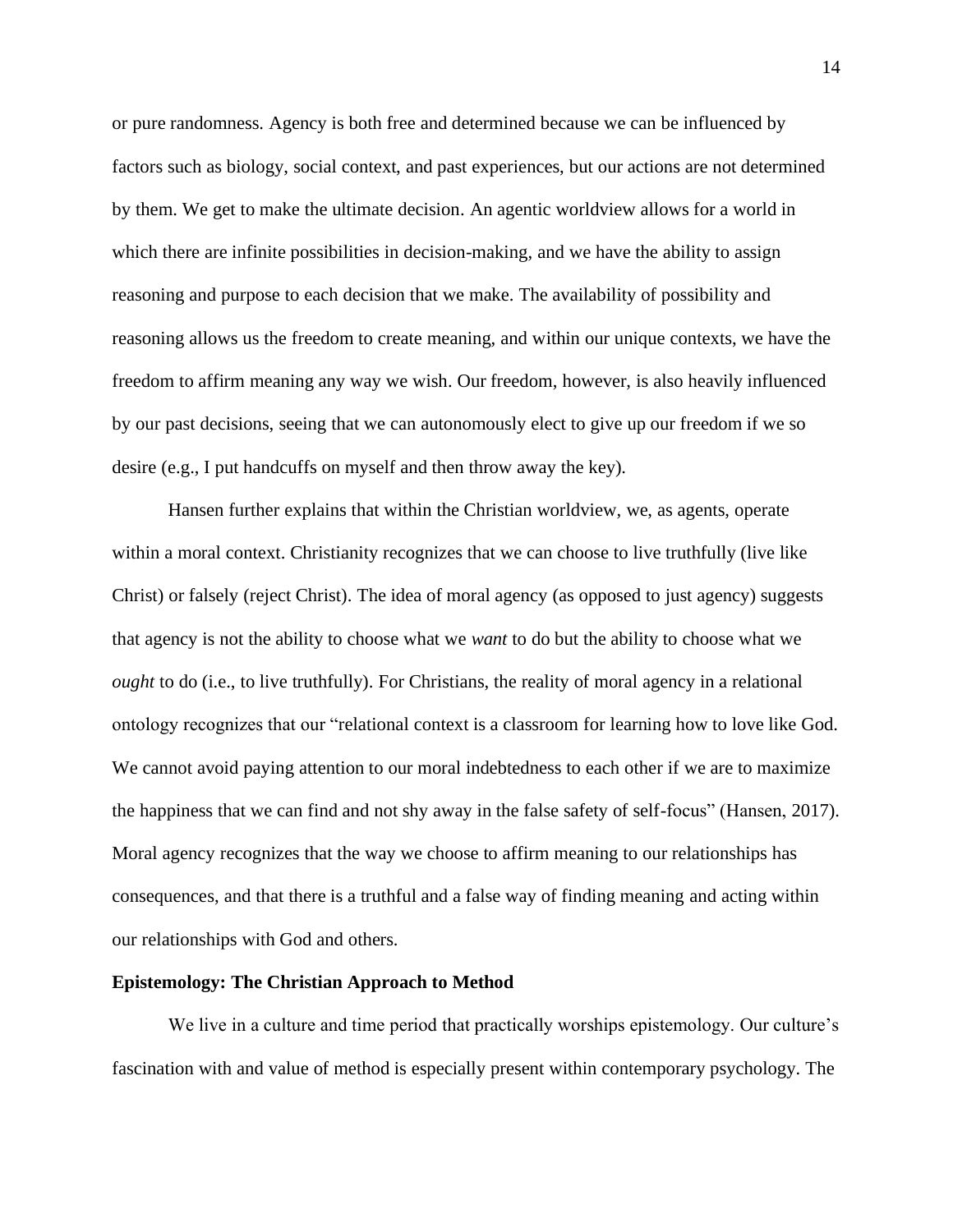or pure randomness. Agency is both free and determined because we can be influenced by factors such as biology, social context, and past experiences, but our actions are not determined by them. We get to make the ultimate decision. An agentic worldview allows for a world in which there are infinite possibilities in decision-making, and we have the ability to assign reasoning and purpose to each decision that we make. The availability of possibility and reasoning allows us the freedom to create meaning, and within our unique contexts, we have the freedom to affirm meaning any way we wish. Our freedom, however, is also heavily influenced by our past decisions, seeing that we can autonomously elect to give up our freedom if we so desire (e.g., I put handcuffs on myself and then throw away the key).

Hansen further explains that within the Christian worldview, we, as agents, operate within a moral context. Christianity recognizes that we can choose to live truthfully (live like Christ) or falsely (reject Christ). The idea of moral agency (as opposed to just agency) suggests that agency is not the ability to choose what we *want* to do but the ability to choose what we *ought* to do (i.e., to live truthfully). For Christians, the reality of moral agency in a relational ontology recognizes that our "relational context is a classroom for learning how to love like God. We cannot avoid paying attention to our moral indebtedness to each other if we are to maximize the happiness that we can find and not shy away in the false safety of self-focus" (Hansen, 2017). Moral agency recognizes that the way we choose to affirm meaning to our relationships has consequences, and that there is a truthful and a false way of finding meaning and acting within our relationships with God and others.

**Epistemology: The Christian Approach to Method**

We live in a culture and time period that practically worships epistemology. Our culture's fascination with and value of method is especially present within contemporary psychology. The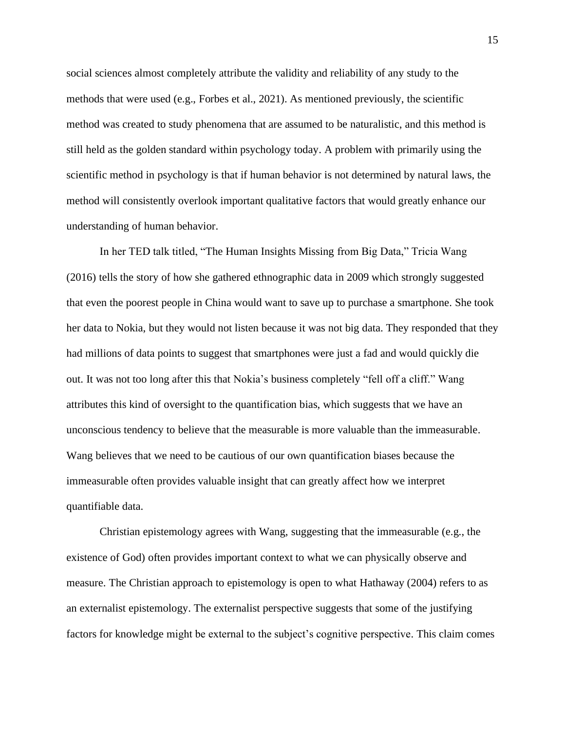social sciences almost completely attribute the validity and reliability of any study to the methods that were used (e.g., Forbes et al., 2021). As mentioned previously, the scientific method was created to study phenomena that are assumed to be naturalistic, and this method is still held as the golden standard within psychology today. A problem with primarily using the scientific method in psychology is that if human behavior is not determined by natural laws, the method will consistently overlook important qualitative factors that would greatly enhance our understanding of human behavior.

In her TED talk titled, "The Human Insights Missing from Big Data," Tricia Wang (2016) tells the story of how she gathered ethnographic data in 2009 which strongly suggested that even the poorest people in China would want to save up to purchase a smartphone. She took her data to Nokia, but they would not listen because it was not big data. They responded that they had millions of data points to suggest that smartphones were just a fad and would quickly die out. It was not too long after this that Nokia's business completely "fell off a cliff." Wang attributes this kind of oversight to the quantification bias, which suggests that we have an unconscious tendency to believe that the measurable is more valuable than the immeasurable. Wang believes that we need to be cautious of our own quantification biases because the immeasurable often provides valuable insight that can greatly affect how we interpret quantifiable data.

Christian epistemology agrees with Wang, suggesting that the immeasurable (e.g., the existence of God) often provides important context to what we can physically observe and measure. The Christian approach to epistemology is open to what Hathaway (2004) refers to as an externalist epistemology. The externalist perspective suggests that some of the justifying factors for knowledge might be external to the subject's cognitive perspective. This claim comes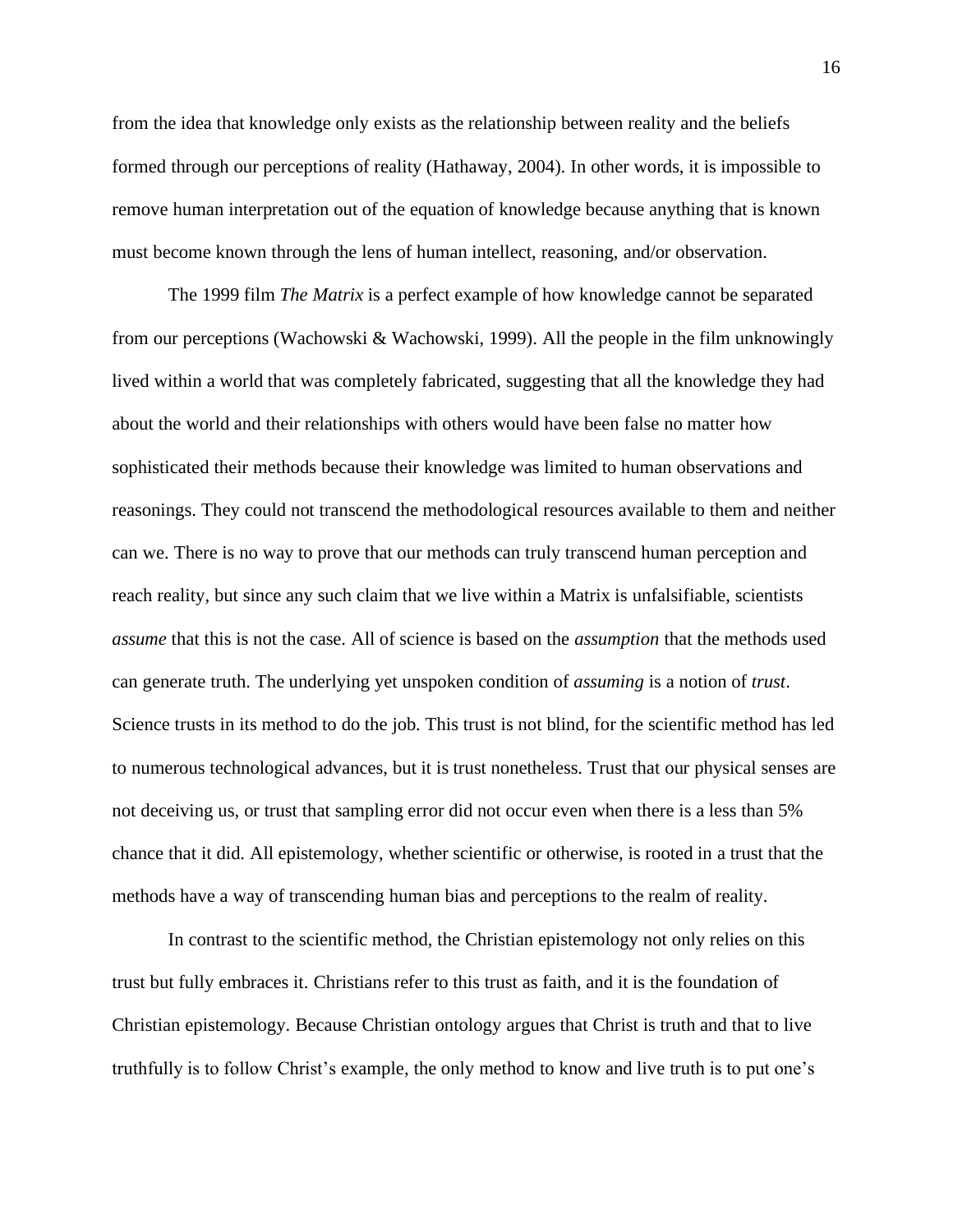from the idea that knowledge only exists as the relationship between reality and the beliefs formed through our perceptions of reality (Hathaway, 2004). In other words, it is impossible to remove human interpretation out of the equation of knowledge because anything that is known must become known through the lens of human intellect, reasoning, and/or observation.

The 1999 film *The Matrix* is a perfect example of how knowledge cannot be separated from our perceptions (Wachowski & Wachowski, 1999). All the people in the film unknowingly lived within a world that was completely fabricated, suggesting that all the knowledge they had about the world and their relationships with others would have been false no matter how sophisticated their methods because their knowledge was limited to human observations and reasonings. They could not transcend the methodological resources available to them and neither can we. There is no way to prove that our methods can truly transcend human perception and reach reality, but since any such claim that we live within a Matrix is unfalsifiable, scientists *assume* that this is not the case. All of science is based on the *assumption* that the methods used can generate truth. The underlying yet unspoken condition of *assuming* is a notion of *trust*. Science trusts in its method to do the job. This trust is not blind, for the scientific method has led to numerous technological advances, but it is trust nonetheless. Trust that our physical senses are not deceiving us, or trust that sampling error did not occur even when there is a less than 5% chance that it did. All epistemology, whether scientific or otherwise, is rooted in a trust that the methods have a way of transcending human bias and perceptions to the realm of reality.

In contrast to the scientific method, the Christian epistemology not only relies on this trust but fully embraces it. Christians refer to this trust as faith, and it is the foundation of Christian epistemology. Because Christian ontology argues that Christ is truth and that to live truthfully is to follow Christ's example, the only method to know and live truth is to put one's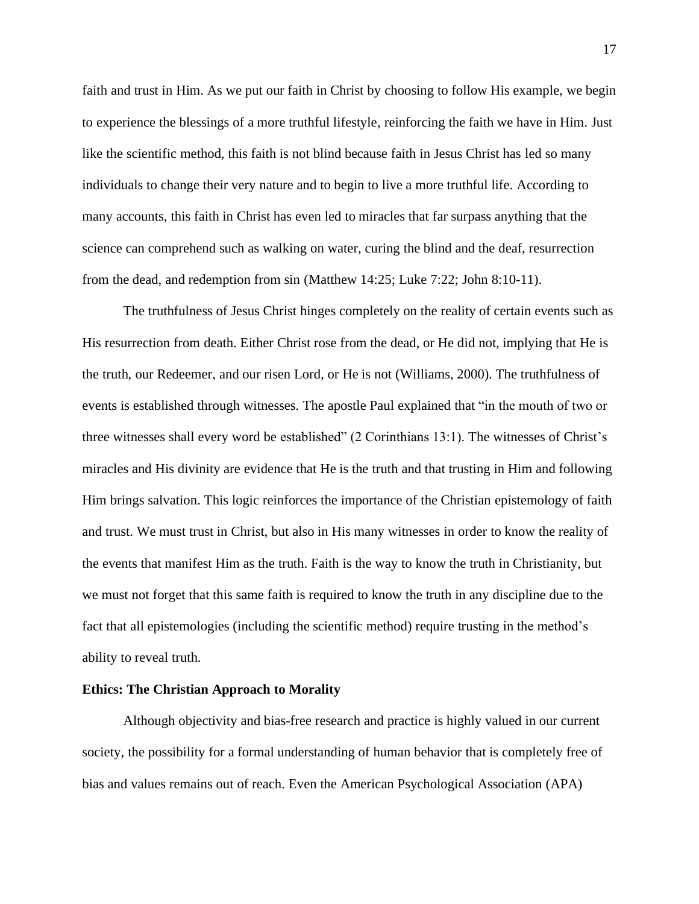faith and trust in Him. As we put our faith in Christ by choosing to follow His example, we begin to experience the blessings of a more truthful lifestyle, reinforcing the faith we have in Him. Just like the scientific method, this faith is not blind because faith in Jesus Christ has led so many individuals to change their very nature and to begin to live a more truthful life. According to many accounts, this faith in Christ has even led to miracles that far surpass anything that the science can comprehend such as walking on water, curing the blind and the deaf, resurrection from the dead, and redemption from sin (Matthew 14:25; Luke 7:22; John 8:10-11).

The truthfulness of Jesus Christ hinges completely on the reality of certain events such as His resurrection from death. Either Christ rose from the dead, or He did not, implying that He is the truth, our Redeemer, and our risen Lord, or He is not (Williams, 2000). The truthfulness of events is established through witnesses. The apostle Paul explained that "in the mouth of two or three witnesses shall every word be established" (2 Corinthians 13:1). The witnesses of Christ's miracles and His divinity are evidence that He is the truth and that trusting in Him and following Him brings salvation. This logic reinforces the importance of the Christian epistemology of faith and trust. We must trust in Christ, but also in His many witnesses in order to know the reality of the events that manifest Him as the truth. Faith is the way to know the truth in Christianity, but we must not forget that this same faith is required to know the truth in any discipline due to the fact that all epistemologies (including the scientific method) require trusting in the method's ability to reveal truth.

**Ethics: The Christian Approach to Morality**

Although objectivity and bias-free research and practice is highly valued in our current society, the possibility for a formal understanding of human behavior that is completely free of bias and values remains out of reach. Even the American Psychological Association (APA)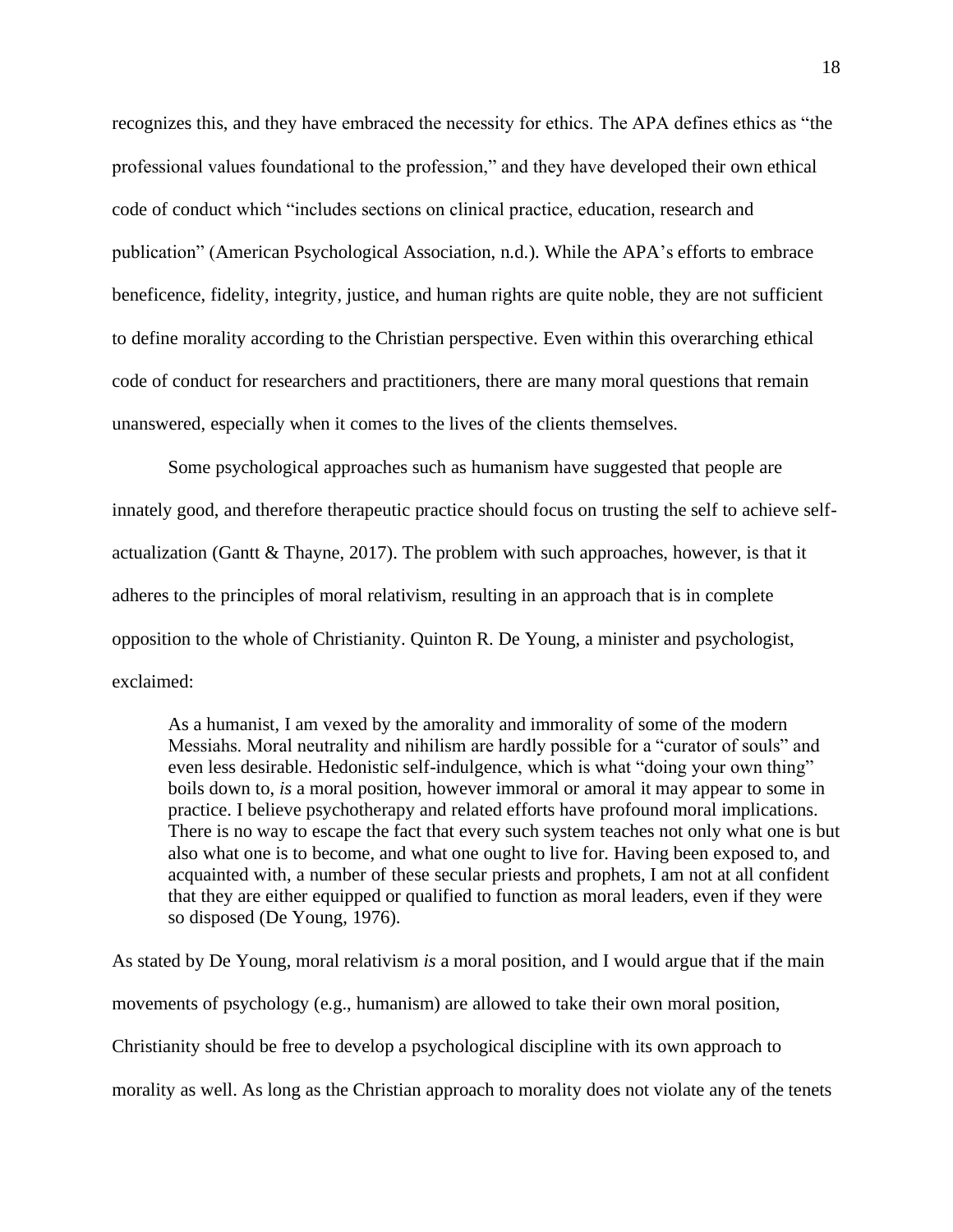recognizes this, and they have embraced the necessity for ethics. The APA defines ethics as "the professional values foundational to the profession," and they have developed their own ethical code of conduct which "includes sections on clinical practice, education, research and publication" (American Psychological Association, n.d.). While the APA's efforts to embrace beneficence, fidelity, integrity, justice, and human rights are quite noble, they are not sufficient to define morality according to the Christian perspective. Even within this overarching ethical code of conduct for researchers and practitioners, there are many moral questions that remain unanswered, especially when it comes to the lives of the clients themselves.

Some psychological approaches such as humanism have suggested that people are innately good, and therefore therapeutic practice should focus on trusting the self to achieve self-actualization (Gantt & Thayne, 2017). The problem with such approaches, however, is that it adheres to the principles of moral relativism, resulting in an approach that is in complete opposition to the whole of Christianity. Quinton R. De Young, a minister and psychologist, exclaimed:

> As a humanist, I am vexed by the amorality and immorality of some of the modern Messiahs. Moral neutrality and nihilism are hardly possible for a "curator of souls" and even less desirable. Hedonistic self-indulgence, which is what "doing your own thing" boils down to, *is* a moral position, however immoral or amoral it may appear to some in practice. I believe psychotherapy and related efforts have profound moral implications. There is no way to escape the fact that every such system teaches not only what one is but also what one is to become, and what one ought to live for. Having been exposed to, and acquainted with, a number of these secular priests and prophets, I am not at all confident that they are either equipped or qualified to function as moral leaders, even if they were so disposed (De Young, 1976).

As stated by De Young, moral relativism *is* a moral position, and I would argue that if the main movements of psychology (e.g., humanism) are allowed to take their own moral position, Christianity should be free to develop a psychological discipline with its own approach to morality as well. As long as the Christian approach to morality does not violate any of the tenets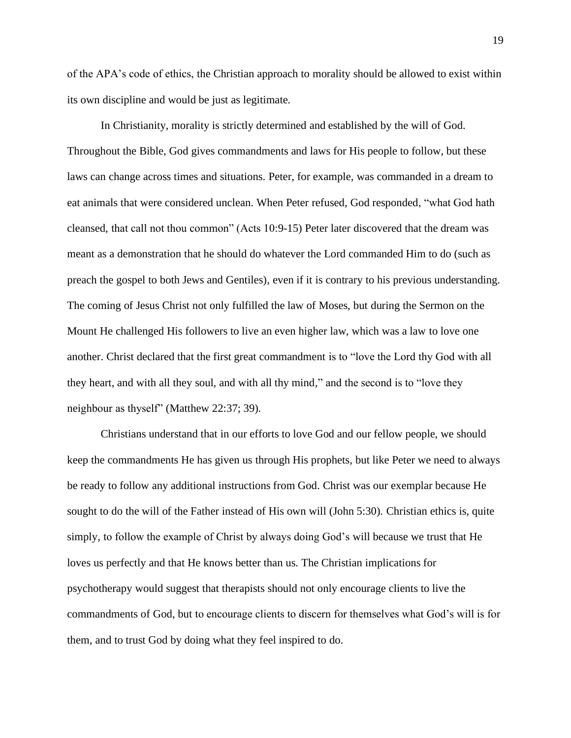of the APA's code of ethics, the Christian approach to morality should be allowed to exist within its own discipline and would be just as legitimate.

In Christianity, morality is strictly determined and established by the will of God. Throughout the Bible, God gives commandments and laws for His people to follow, but these laws can change across times and situations. Peter, for example, was commanded in a dream to eat animals that were considered unclean. When Peter refused, God responded, "what God hath cleansed, that call not thou common" (Acts 10:9-15) Peter later discovered that the dream was meant as a demonstration that he should do whatever the Lord commanded Him to do (such as preach the gospel to both Jews and Gentiles), even if it is contrary to his previous understanding. The coming of Jesus Christ not only fulfilled the law of Moses, but during the Sermon on the Mount He challenged His followers to live an even higher law, which was a law to love one another. Christ declared that the first great commandment is to "love the Lord thy God with all they heart, and with all they soul, and with all thy mind," and the second is to "love they neighbour as thyself" (Matthew 22:37; 39).

Christians understand that in our efforts to love God and our fellow people, we should keep the commandments He has given us through His prophets, but like Peter we need to always be ready to follow any additional instructions from God. Christ was our exemplar because He sought to do the will of the Father instead of His own will (John 5:30). Christian ethics is, quite simply, to follow the example of Christ by always doing God's will because we trust that He loves us perfectly and that He knows better than us. The Christian implications for psychotherapy would suggest that therapists should not only encourage clients to live the commandments of God, but to encourage clients to discern for themselves what God's will is for them, and to trust God by doing what they feel inspired to do.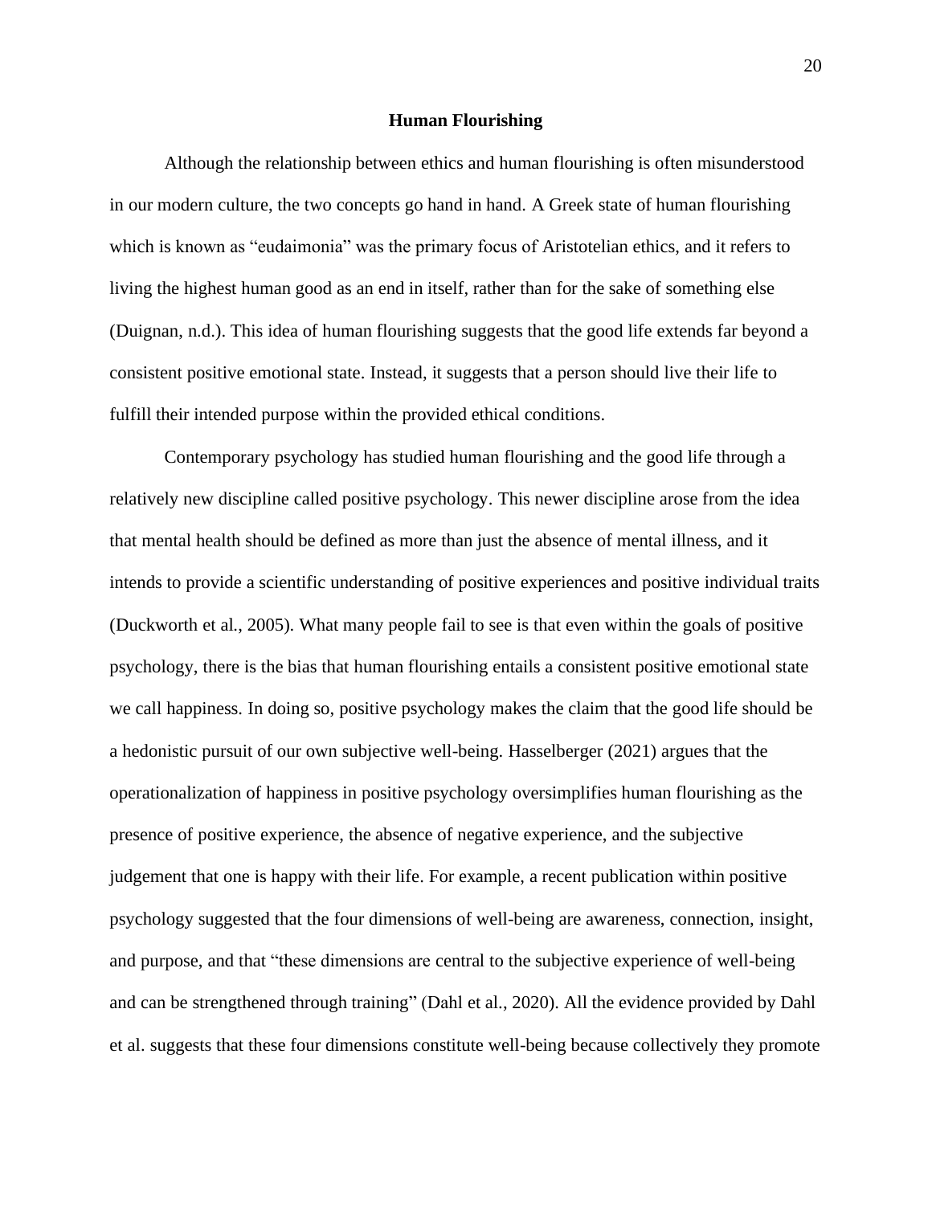# Human Flourishing

Although the relationship between ethics and human flourishing is often misunderstood in our modern culture, the two concepts go hand in hand. A Greek state of human flourishing which is known as "eudaimonia" was the primary focus of Aristotelian ethics, and it refers to living the highest human good as an end in itself, rather than for the sake of something else (Duignan, n.d.). This idea of human flourishing suggests that the good life extends far beyond a consistent positive emotional state. Instead, it suggests that a person should live their life to fulfill their intended purpose within the provided ethical conditions.

Contemporary psychology has studied human flourishing and the good life through a relatively new discipline called positive psychology. This newer discipline arose from the idea that mental health should be defined as more than just the absence of mental illness, and it intends to provide a scientific understanding of positive experiences and positive individual traits (Duckworth et al., 2005). What many people fail to see is that even within the goals of positive psychology, there is the bias that human flourishing entails a consistent positive emotional state we call happiness. In doing so, positive psychology makes the claim that the good life should be a hedonistic pursuit of our own subjective well-being. Hasselberger (2021) argues that the operationalization of happiness in positive psychology oversimplifies human flourishing as the presence of positive experience, the absence of negative experience, and the subjective judgement that one is happy with their life. For example, a recent publication within positive psychology suggested that the four dimensions of well-being are awareness, connection, insight, and purpose, and that "these dimensions are central to the subjective experience of well-being and can be strengthened through training" (Dahl et al., 2020). All the evidence provided by Dahl et al. suggests that these four dimensions constitute well-being because collectively they promote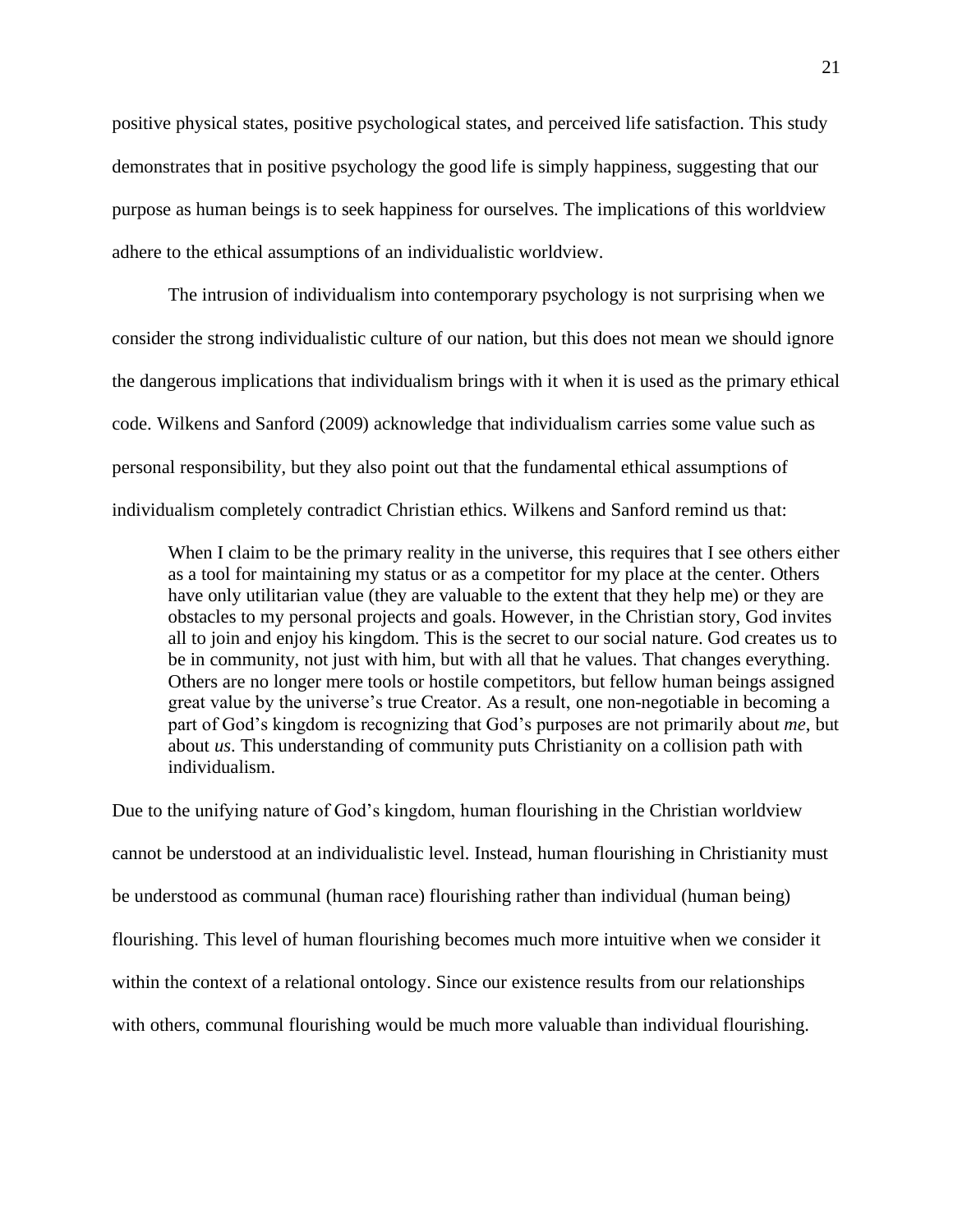positive physical states, positive psychological states, and perceived life satisfaction. This study demonstrates that in positive psychology the good life is simply happiness, suggesting that our purpose as human beings is to seek happiness for ourselves. The implications of this worldview adhere to the ethical assumptions of an individualistic worldview.

The intrusion of individualism into contemporary psychology is not surprising when we consider the strong individualistic culture of our nation, but this does not mean we should ignore the dangerous implications that individualism brings with it when it is used as the primary ethical code. Wilkens and Sanford (2009) acknowledge that individualism carries some value such as personal responsibility, but they also point out that the fundamental ethical assumptions of individualism completely contradict Christian ethics. Wilkens and Sanford remind us that:

> When I claim to be the primary reality in the universe, this requires that I see others either as a tool for maintaining my status or as a competitor for my place at the center. Others have only utilitarian value (they are valuable to the extent that they help me) or they are obstacles to my personal projects and goals. However, in the Christian story, God invites all to join and enjoy his kingdom. This is the secret to our social nature. God creates us to be in community, not just with him, but with all that he values. That changes everything. Others are no longer mere tools or hostile competitors, but fellow human beings assigned great value by the universe's true Creator. As a result, one non-negotiable in becoming a part of God's kingdom is recognizing that God's purposes are not primarily about *me*, but about *us*. This understanding of community puts Christianity on a collision path with individualism.

Due to the unifying nature of God's kingdom, human flourishing in the Christian worldview cannot be understood at an individualistic level. Instead, human flourishing in Christianity must be understood as communal (human race) flourishing rather than individual (human being) flourishing. This level of human flourishing becomes much more intuitive when we consider it within the context of a relational ontology. Since our existence results from our relationships with others, communal flourishing would be much more valuable than individual flourishing.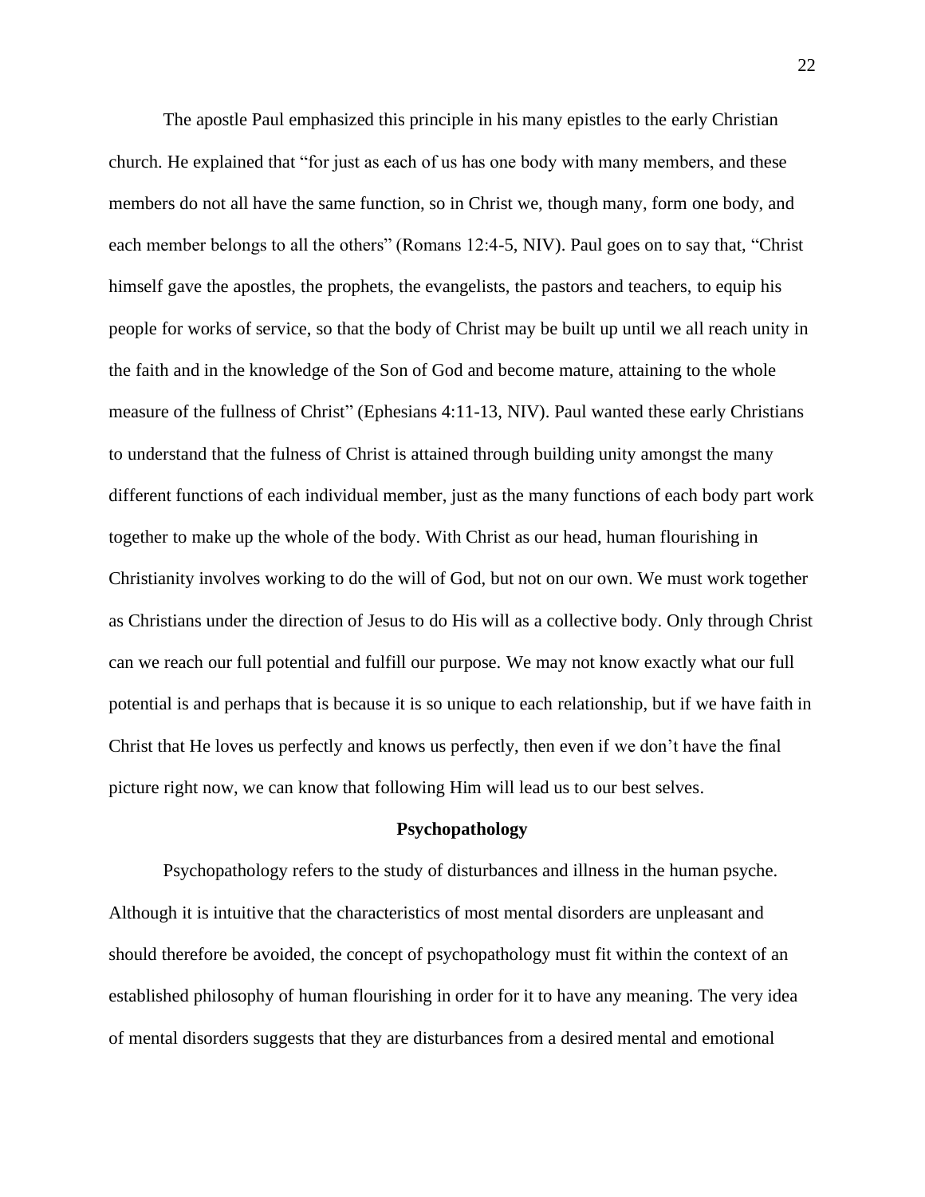The apostle Paul emphasized this principle in his many epistles to the early Christian church. He explained that "for just as each of us has one body with many members, and these members do not all have the same function, so in Christ we, though many, form one body, and each member belongs to all the others" (Romans 12:4-5, NIV). Paul goes on to say that, "Christ himself gave the apostles, the prophets, the evangelists, the pastors and teachers, to equip his people for works of service, so that the body of Christ may be built up until we all reach unity in the faith and in the knowledge of the Son of God and become mature, attaining to the whole measure of the fullness of Christ" (Ephesians 4:11-13, NIV). Paul wanted these early Christians to understand that the fulness of Christ is attained through building unity amongst the many different functions of each individual member, just as the many functions of each body part work together to make up the whole of the body. With Christ as our head, human flourishing in Christianity involves working to do the will of God, but not on our own. We must work together as Christians under the direction of Jesus to do His will as a collective body. Only through Christ can we reach our full potential and fulfill our purpose. We may not know exactly what our full potential is and perhaps that is because it is so unique to each relationship, but if we have faith in Christ that He loves us perfectly and knows us perfectly, then even if we don't have the final picture right now, we can know that following Him will lead us to our best selves.

## Psychopathology

Psychopathology refers to the study of disturbances and illness in the human psyche. Although it is intuitive that the characteristics of most mental disorders are unpleasant and should therefore be avoided, the concept of psychopathology must fit within the context of an established philosophy of human flourishing in order for it to have any meaning. The very idea of mental disorders suggests that they are disturbances from a desired mental and emotional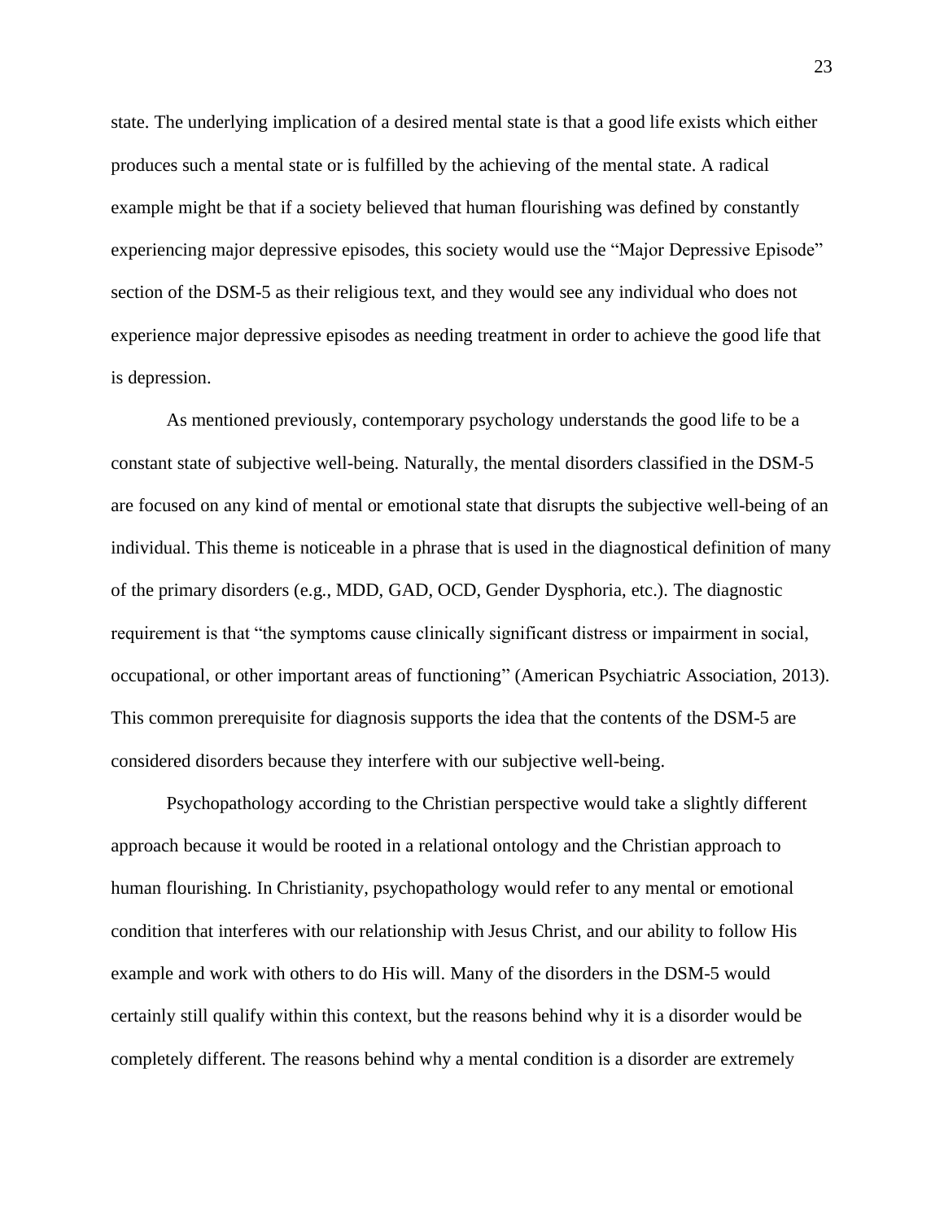state. The underlying implication of a desired mental state is that a good life exists which either produces such a mental state or is fulfilled by the achieving of the mental state. A radical example might be that if a society believed that human flourishing was defined by constantly experiencing major depressive episodes, this society would use the "Major Depressive Episode" section of the DSM-5 as their religious text, and they would see any individual who does not experience major depressive episodes as needing treatment in order to achieve the good life that is depression.

As mentioned previously, contemporary psychology understands the good life to be a constant state of subjective well-being. Naturally, the mental disorders classified in the DSM-5 are focused on any kind of mental or emotional state that disrupts the subjective well-being of an individual. This theme is noticeable in a phrase that is used in the diagnostical definition of many of the primary disorders (e.g., MDD, GAD, OCD, Gender Dysphoria, etc.). The diagnostic requirement is that "the symptoms cause clinically significant distress or impairment in social, occupational, or other important areas of functioning" (American Psychiatric Association, 2013). This common prerequisite for diagnosis supports the idea that the contents of the DSM-5 are considered disorders because they interfere with our subjective well-being.

Psychopathology according to the Christian perspective would take a slightly different approach because it would be rooted in a relational ontology and the Christian approach to human flourishing. In Christianity, psychopathology would refer to any mental or emotional condition that interferes with our relationship with Jesus Christ, and our ability to follow His example and work with others to do His will. Many of the disorders in the DSM-5 would certainly still qualify within this context, but the reasons behind why it is a disorder would be completely different. The reasons behind why a mental condition is a disorder are extremely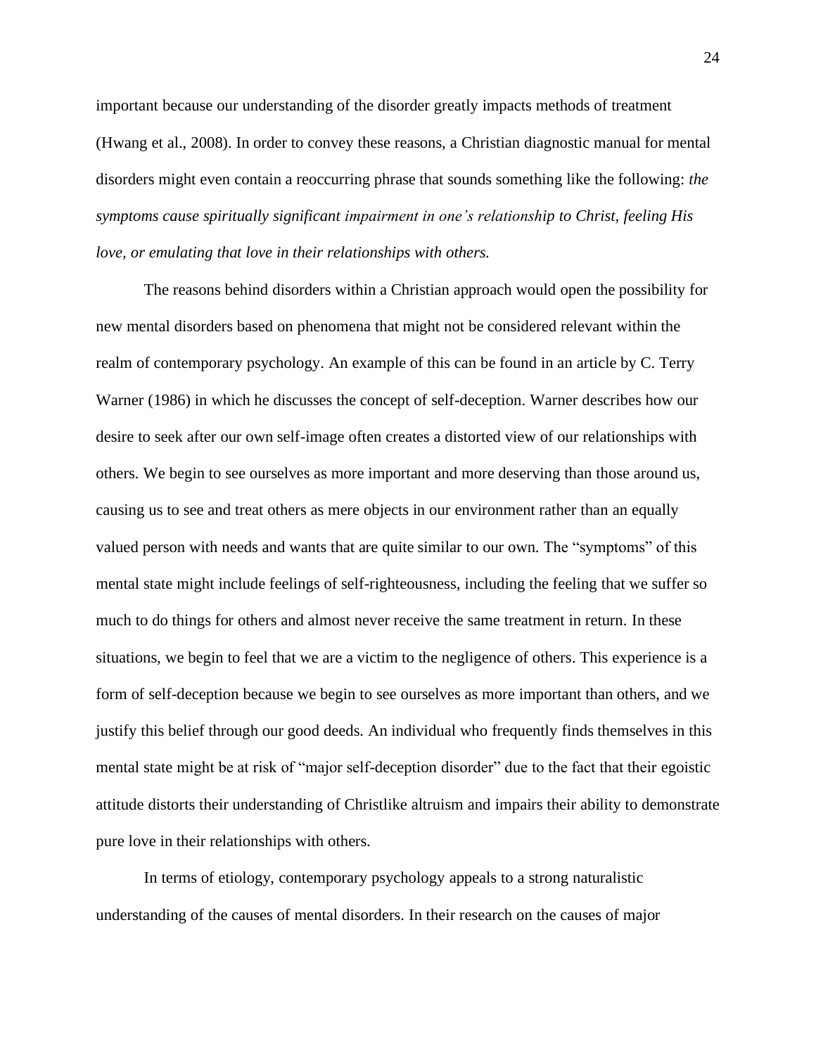important because our understanding of the disorder greatly impacts methods of treatment (Hwang et al., 2008). In order to convey these reasons, a Christian diagnostic manual for mental disorders might even contain a reoccurring phrase that sounds something like the following: *the symptoms cause spiritually significant impairment in one's relationship to Christ, feeling His love, or emulating that love in their relationships with others.*

The reasons behind disorders within a Christian approach would open the possibility for new mental disorders based on phenomena that might not be considered relevant within the realm of contemporary psychology. An example of this can be found in an article by C. Terry Warner (1986) in which he discusses the concept of self-deception. Warner describes how our desire to seek after our own self-image often creates a distorted view of our relationships with others. We begin to see ourselves as more important and more deserving than those around us, causing us to see and treat others as mere objects in our environment rather than an equally valued person with needs and wants that are quite similar to our own. The "symptoms" of this mental state might include feelings of self-righteousness, including the feeling that we suffer so much to do things for others and almost never receive the same treatment in return. In these situations, we begin to feel that we are a victim to the negligence of others. This experience is a form of self-deception because we begin to see ourselves as more important than others, and we justify this belief through our good deeds. An individual who frequently finds themselves in this mental state might be at risk of "major self-deception disorder" due to the fact that their egoistic attitude distorts their understanding of Christlike altruism and impairs their ability to demonstrate pure love in their relationships with others.

In terms of etiology, contemporary psychology appeals to a strong naturalistic understanding of the causes of mental disorders. In their research on the causes of major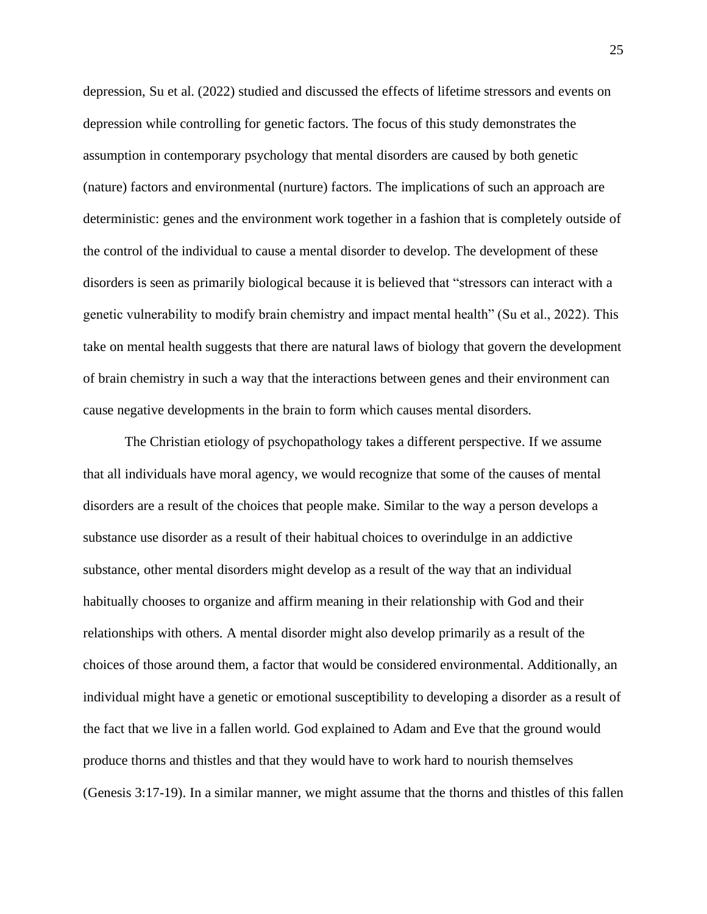depression, Su et al. (2022) studied and discussed the effects of lifetime stressors and events on depression while controlling for genetic factors. The focus of this study demonstrates the assumption in contemporary psychology that mental disorders are caused by both genetic (nature) factors and environmental (nurture) factors. The implications of such an approach are deterministic: genes and the environment work together in a fashion that is completely outside of the control of the individual to cause a mental disorder to develop. The development of these disorders is seen as primarily biological because it is believed that "stressors can interact with a genetic vulnerability to modify brain chemistry and impact mental health" (Su et al., 2022). This take on mental health suggests that there are natural laws of biology that govern the development of brain chemistry in such a way that the interactions between genes and their environment can cause negative developments in the brain to form which causes mental disorders.

The Christian etiology of psychopathology takes a different perspective. If we assume that all individuals have moral agency, we would recognize that some of the causes of mental disorders are a result of the choices that people make. Similar to the way a person develops a substance use disorder as a result of their habitual choices to overindulge in an addictive substance, other mental disorders might develop as a result of the way that an individual habitually chooses to organize and affirm meaning in their relationship with God and their relationships with others. A mental disorder might also develop primarily as a result of the choices of those around them, a factor that would be considered environmental. Additionally, an individual might have a genetic or emotional susceptibility to developing a disorder as a result of the fact that we live in a fallen world. God explained to Adam and Eve that the ground would produce thorns and thistles and that they would have to work hard to nourish themselves (Genesis 3:17-19). In a similar manner, we might assume that the thorns and thistles of this fallen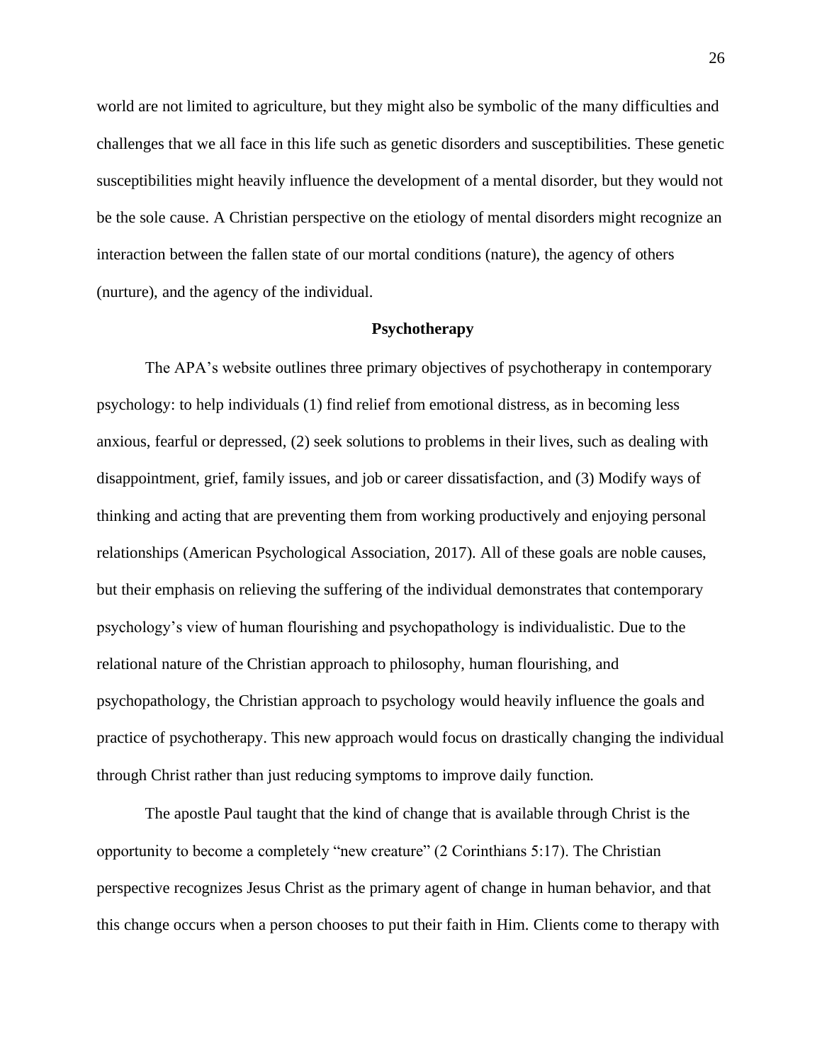world are not limited to agriculture, but they might also be symbolic of the many difficulties and challenges that we all face in this life such as genetic disorders and susceptibilities. These genetic susceptibilities might heavily influence the development of a mental disorder, but they would not be the sole cause. A Christian perspective on the etiology of mental disorders might recognize an interaction between the fallen state of our mortal conditions (nature), the agency of others (nurture), and the agency of the individual.

## Psychotherapy

The APA's website outlines three primary objectives of psychotherapy in contemporary psychology: to help individuals (1) find relief from emotional distress, as in becoming less anxious, fearful or depressed, (2) seek solutions to problems in their lives, such as dealing with disappointment, grief, family issues, and job or career dissatisfaction, and (3) Modify ways of thinking and acting that are preventing them from working productively and enjoying personal relationships (American Psychological Association, 2017). All of these goals are noble causes, but their emphasis on relieving the suffering of the individual demonstrates that contemporary psychology's view of human flourishing and psychopathology is individualistic. Due to the relational nature of the Christian approach to philosophy, human flourishing, and psychopathology, the Christian approach to psychology would heavily influence the goals and practice of psychotherapy. This new approach would focus on drastically changing the individual through Christ rather than just reducing symptoms to improve daily function.

The apostle Paul taught that the kind of change that is available through Christ is the opportunity to become a completely "new creature" (2 Corinthians 5:17). The Christian perspective recognizes Jesus Christ as the primary agent of change in human behavior, and that this change occurs when a person chooses to put their faith in Him. Clients come to therapy with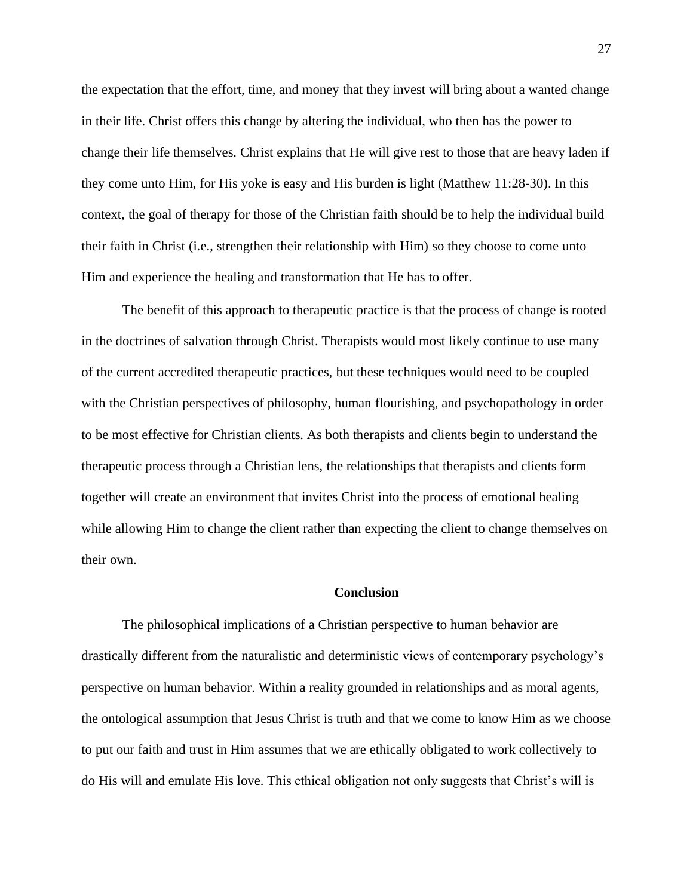the expectation that the effort, time, and money that they invest will bring about a wanted change in their life. Christ offers this change by altering the individual, who then has the power to change their life themselves. Christ explains that He will give rest to those that are heavy laden if they come unto Him, for His yoke is easy and His burden is light (Matthew 11:28-30). In this context, the goal of therapy for those of the Christian faith should be to help the individual build their faith in Christ (i.e., strengthen their relationship with Him) so they choose to come unto Him and experience the healing and transformation that He has to offer.

The benefit of this approach to therapeutic practice is that the process of change is rooted in the doctrines of salvation through Christ. Therapists would most likely continue to use many of the current accredited therapeutic practices, but these techniques would need to be coupled with the Christian perspectives of philosophy, human flourishing, and psychopathology in order to be most effective for Christian clients. As both therapists and clients begin to understand the therapeutic process through a Christian lens, the relationships that therapists and clients form together will create an environment that invites Christ into the process of emotional healing while allowing Him to change the client rather than expecting the client to change themselves on their own.

## Conclusion

The philosophical implications of a Christian perspective to human behavior are drastically different from the naturalistic and deterministic views of contemporary psychology's perspective on human behavior. Within a reality grounded in relationships and as moral agents, the ontological assumption that Jesus Christ is truth and that we come to know Him as we choose to put our faith and trust in Him assumes that we are ethically obligated to work collectively to do His will and emulate His love. This ethical obligation not only suggests that Christ's will is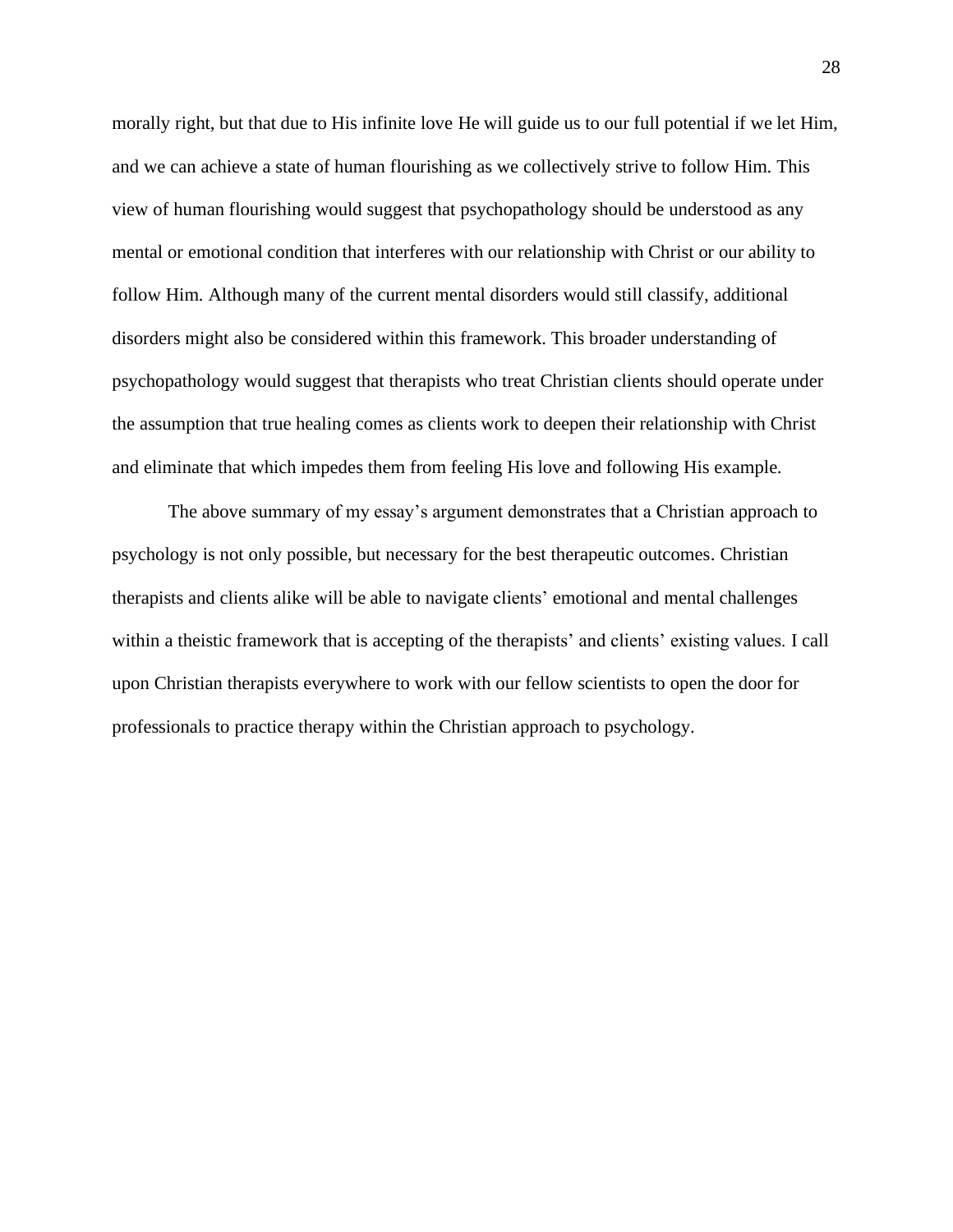morally right, but that due to His infinite love He will guide us to our full potential if we let Him, and we can achieve a state of human flourishing as we collectively strive to follow Him. This view of human flourishing would suggest that psychopathology should be understood as any mental or emotional condition that interferes with our relationship with Christ or our ability to follow Him. Although many of the current mental disorders would still classify, additional disorders might also be considered within this framework. This broader understanding of psychopathology would suggest that therapists who treat Christian clients should operate under the assumption that true healing comes as clients work to deepen their relationship with Christ and eliminate that which impedes them from feeling His love and following His example.

The above summary of my essay's argument demonstrates that a Christian approach to psychology is not only possible, but necessary for the best therapeutic outcomes. Christian therapists and clients alike will be able to navigate clients' emotional and mental challenges within a theistic framework that is accepting of the therapists' and clients' existing values. I call upon Christian therapists everywhere to work with our fellow scientists to open the door for professionals to practice therapy within the Christian approach to psychology.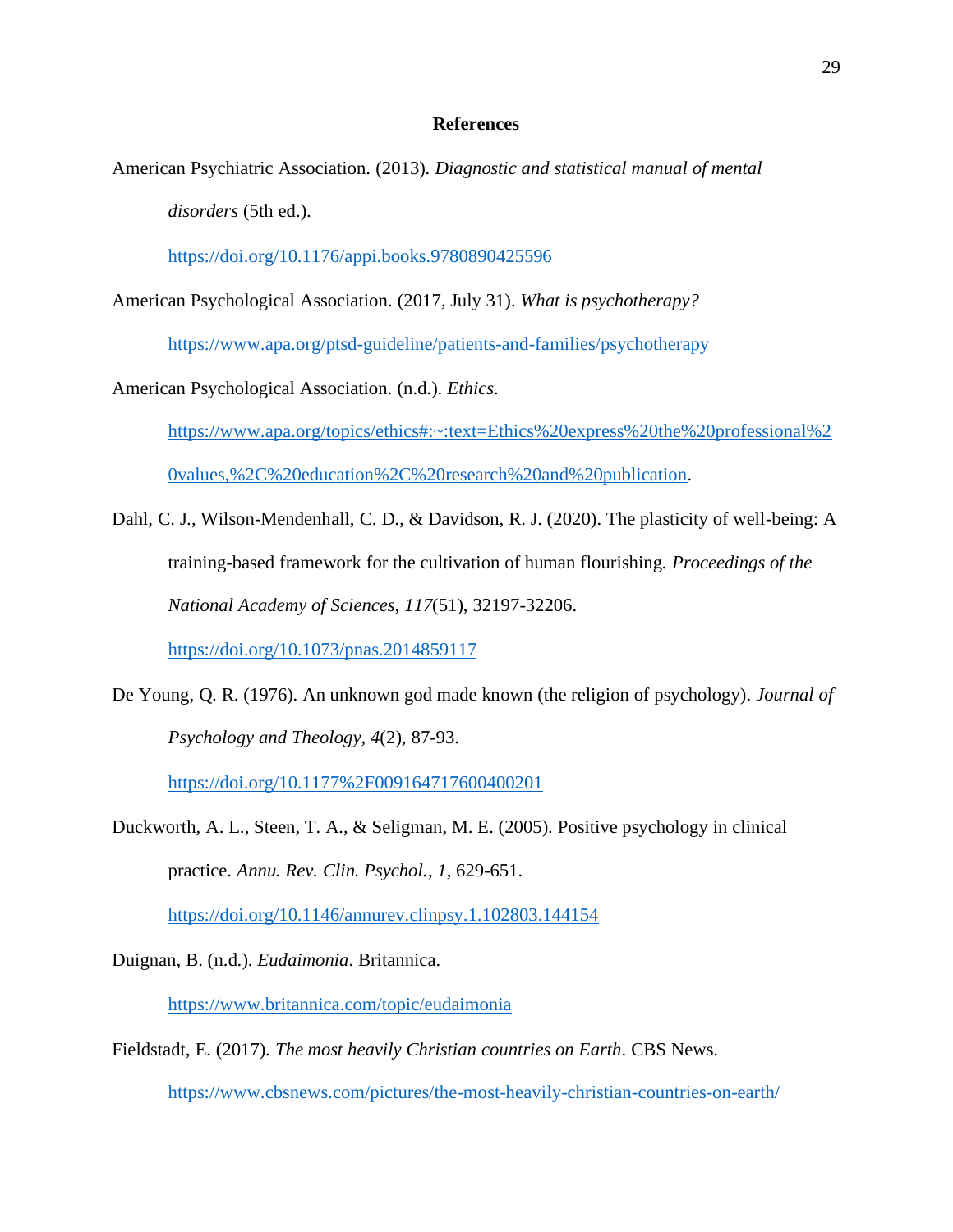# References

American Psychiatric Association. (2013). *Diagnostic and statistical manual of mental disorders* (5th ed.). https://doi.org/10.1176/appi.books.9780890425596

American Psychological Association. (2017, July 31). *What is psychotherapy?* https://www.apa.org/ptsd-guideline/patients-and-families/psychotherapy

American Psychological Association. (n.d.). *Ethics*. https://www.apa.org/topics/ethics#:~:text=Ethics%20express%20the%20professional%20values,%2C%20education%2C%20research%20and%20publication.

Dahl, C. J., Wilson-Mendenhall, C. D., & Davidson, R. J. (2020). The plasticity of well-being: A training-based framework for the cultivation of human flourishing. *Proceedings of the National Academy of Sciences*, *117*(51), 32197-32206. https://doi.org/10.1073/pnas.2014859117

De Young, Q. R. (1976). An unknown god made known (the religion of psychology). *Journal of Psychology and Theology*, *4*(2), 87-93. https://doi.org/10.1177%2F009164717600400201

Duckworth, A. L., Steen, T. A., & Seligman, M. E. (2005). Positive psychology in clinical practice. *Annu. Rev. Clin. Psychol.*, *1*, 629-651. https://doi.org/10.1146/annurev.clinpsy.1.102803.144154

Duignan, B. (n.d.). *Eudaimonia*. Britannica. https://www.britannica.com/topic/eudaimonia

Fieldstadt, E. (2017). *The most heavily Christian countries on Earth*. CBS News. https://www.cbsnews.com/pictures/the-most-heavily-christian-countries-on-earth/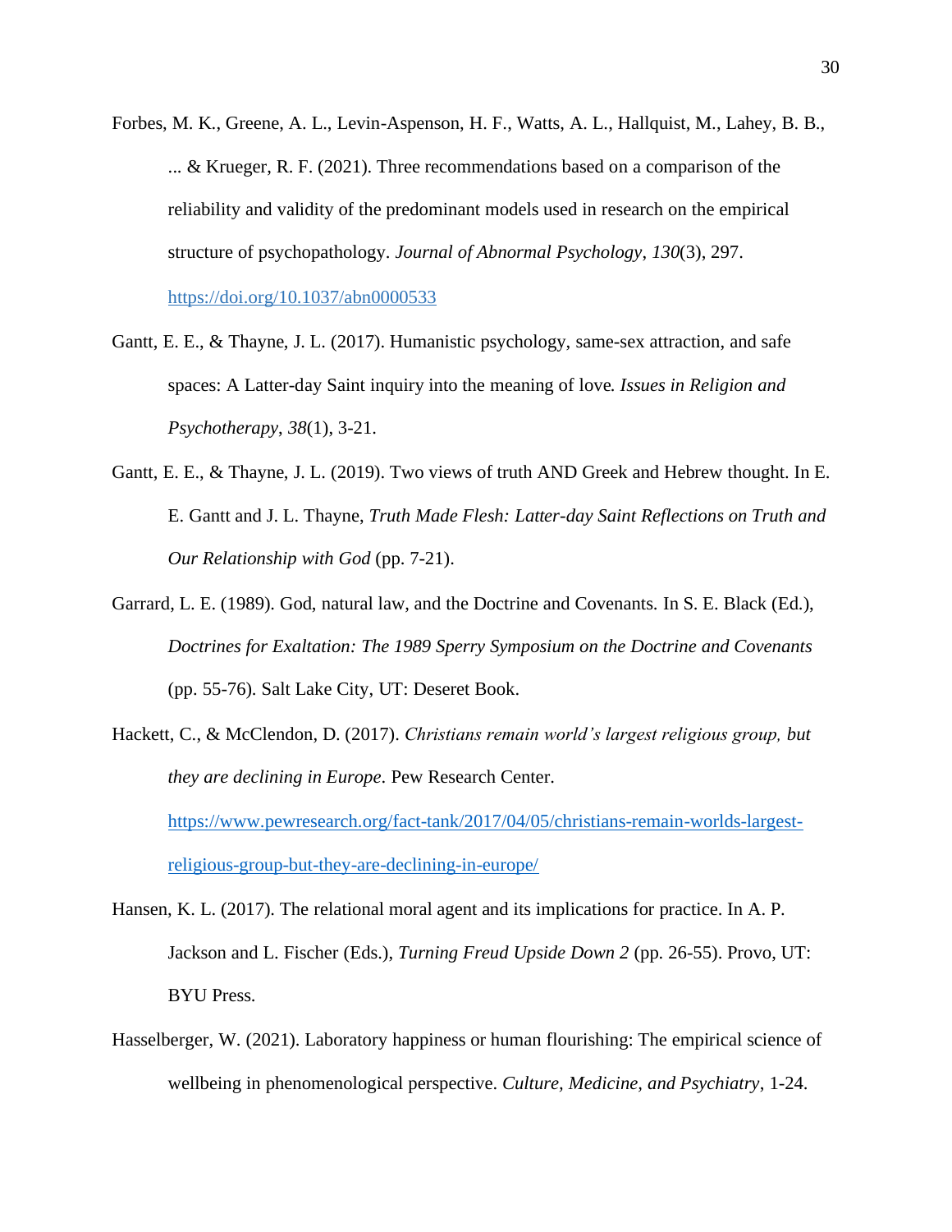Forbes, M. K., Greene, A. L., Levin-Aspenson, H. F., Watts, A. L., Hallquist, M., Lahey, B. B., ... & Krueger, R. F. (2021). Three recommendations based on a comparison of the reliability and validity of the predominant models used in research on the empirical structure of psychopathology. *Journal of Abnormal Psychology*, *130*(3), 297. https://doi.org/10.1037/abn0000533

Gantt, E. E., & Thayne, J. L. (2017). Humanistic psychology, same-sex attraction, and safe spaces: A Latter-day Saint inquiry into the meaning of love*.* *Issues in Religion and Psychotherapy*, *38*(1), 3-21.

Gantt, E. E., & Thayne, J. L. (2019). Two views of truth AND Greek and Hebrew thought. In E. E. Gantt and J. L. Thayne, *Truth Made Flesh: Latter-day Saint Reflections on Truth and Our Relationship with God* (pp. 7-21).

Garrard, L. E. (1989). God, natural law, and the Doctrine and Covenants. In S. E. Black (Ed.), *Doctrines for Exaltation: The 1989 Sperry Symposium on the Doctrine and Covenants* (pp. 55-76). Salt Lake City, UT: Deseret Book.

Hackett, C., & McClendon, D. (2017). *Christians remain world's largest religious group, but they are declining in Europe*. Pew Research Center. https://www.pewresearch.org/fact-tank/2017/04/05/christians-remain-worlds-largest-religious-group-but-they-are-declining-in-europe/

Hansen, K. L. (2017). The relational moral agent and its implications for practice. In A. P. Jackson and L. Fischer (Eds.), *Turning Freud Upside Down 2* (pp. 26-55). Provo, UT: BYU Press.

Hasselberger, W. (2021). Laboratory happiness or human flourishing: The empirical science of wellbeing in phenomenological perspective. *Culture, Medicine, and Psychiatry*, 1-24.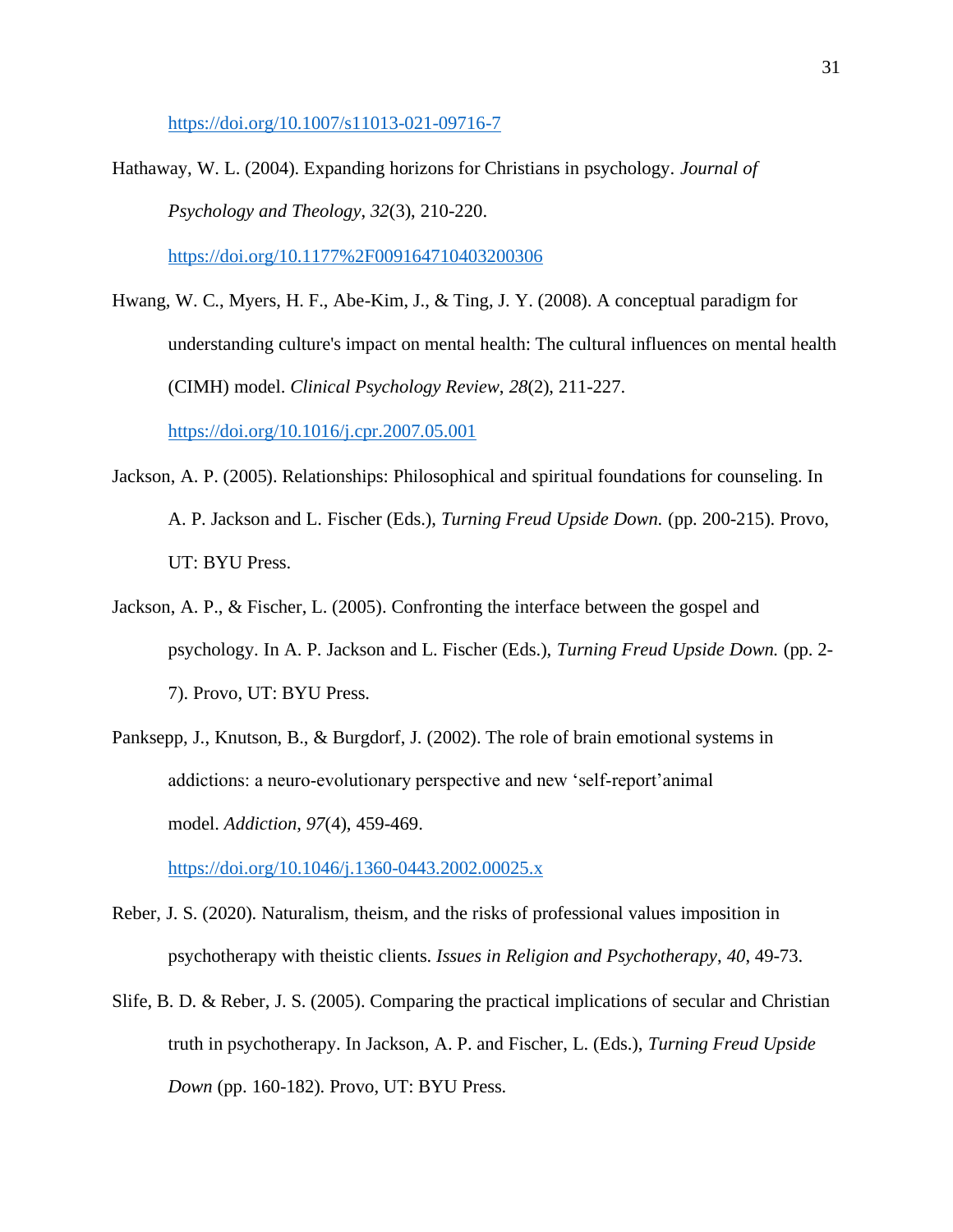https://doi.org/10.1007/s11013-021-09716-7

Hathaway, W. L. (2004). Expanding horizons for Christians in psychology. *Journal of Psychology and Theology*, *32*(3), 210-220. https://doi.org/10.1177%2F009164710403200306

Hwang, W. C., Myers, H. F., Abe-Kim, J., & Ting, J. Y. (2008). A conceptual paradigm for understanding culture's impact on mental health: The cultural influences on mental health (CIMH) model. *Clinical Psychology Review*, *28*(2), 211-227. https://doi.org/10.1016/j.cpr.2007.05.001

Jackson, A. P. (2005). Relationships: Philosophical and spiritual foundations for counseling. In A. P. Jackson and L. Fischer (Eds.), *Turning Freud Upside Down.* (pp. 200-215). Provo, UT: BYU Press.

Jackson, A. P., & Fischer, L. (2005). Confronting the interface between the gospel and psychology. In A. P. Jackson and L. Fischer (Eds.), *Turning Freud Upside Down.* (pp. 2-7). Provo, UT: BYU Press.

Panksepp, J., Knutson, B., & Burgdorf, J. (2002). The role of brain emotional systems in addictions: a neuro-evolutionary perspective and new 'self-report'animal model. *Addiction*, *97*(4), 459-469. https://doi.org/10.1046/j.1360-0443.2002.00025.x

Reber, J. S. (2020). Naturalism, theism, and the risks of professional values imposition in psychotherapy with theistic clients. *Issues in Religion and Psychotherapy*, *40*, 49-73.

Slife, B. D. & Reber, J. S. (2005). Comparing the practical implications of secular and Christian truth in psychotherapy. In Jackson, A. P. and Fischer, L. (Eds.), *Turning Freud Upside Down* (pp. 160-182). Provo, UT: BYU Press.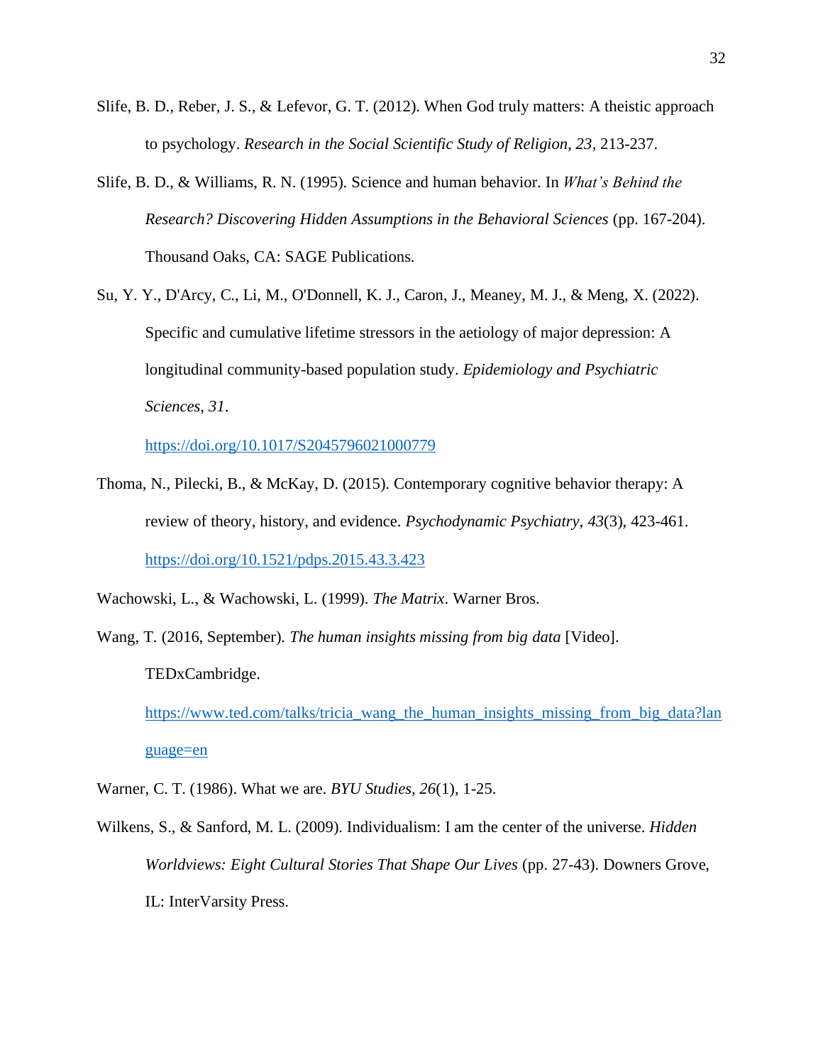Slife, B. D., Reber, J. S., & Lefevor, G. T. (2012). When God truly matters: A theistic approach to psychology. *Research in the Social Scientific Study of Religion, 23*, 213-237.

Slife, B. D., & Williams, R. N. (1995). Science and human behavior. In *What's Behind the Research? Discovering Hidden Assumptions in the Behavioral Sciences* (pp. 167-204). Thousand Oaks, CA: SAGE Publications.

Su, Y. Y., D'Arcy, C., Li, M., O'Donnell, K. J., Caron, J., Meaney, M. J., & Meng, X. (2022). Specific and cumulative lifetime stressors in the aetiology of major depression: A longitudinal community-based population study. *Epidemiology and Psychiatric Sciences*, *31*. https://doi.org/10.1017/S2045796021000779

Thoma, N., Pilecki, B., & McKay, D. (2015). Contemporary cognitive behavior therapy: A review of theory, history, and evidence. *Psychodynamic Psychiatry*, *43*(3), 423-461. https://doi.org/10.1521/pdps.2015.43.3.423

Wachowski, L., & Wachowski, L. (1999). *The Matrix*. Warner Bros.

Wang, T. (2016, September). *The human insights missing from big data* [Video]. TEDxCambridge. https://www.ted.com/talks/tricia_wang_the_human_insights_missing_from_big_data?language=en

Warner, C. T. (1986). What we are. *BYU Studies, 26*(1), 1-25.

Wilkens, S., & Sanford, M. L. (2009). Individualism: I am the center of the universe. *Hidden Worldviews: Eight Cultural Stories That Shape Our Lives* (pp. 27-43). Downers Grove, IL: InterVarsity Press.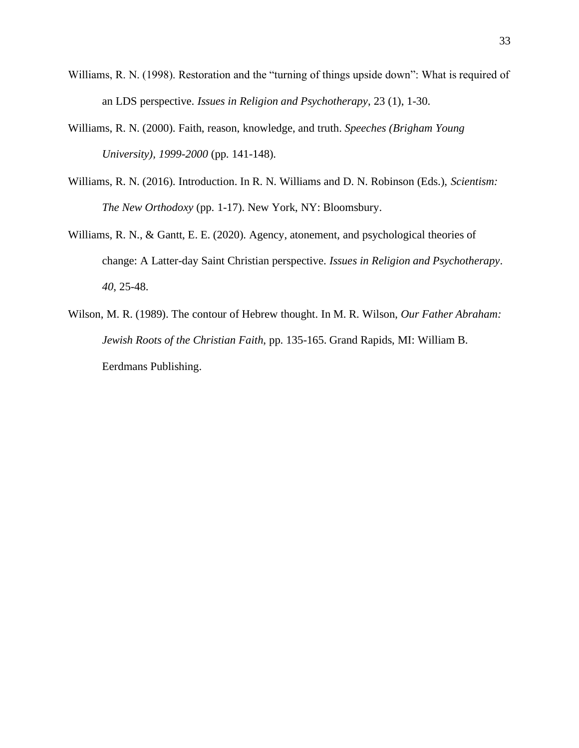Williams, R. N. (1998). Restoration and the "turning of things upside down": What is required of an LDS perspective. *Issues in Religion and Psychotherapy*, 23 (1), 1-30.

Williams, R. N. (2000). Faith, reason, knowledge, and truth. *Speeches (Brigham Young University), 1999-2000* (pp. 141-148).

Williams, R. N. (2016). Introduction. In R. N. Williams and D. N. Robinson (Eds.), *Scientism: The New Orthodoxy* (pp. 1-17). New York, NY: Bloomsbury.

Williams, R. N., & Gantt, E. E. (2020). Agency, atonement, and psychological theories of change: A Latter-day Saint Christian perspective. *Issues in Religion and Psychotherapy*. *40*, 25-48.

Wilson, M. R. (1989). The contour of Hebrew thought. In M. R. Wilson, *Our Father Abraham: Jewish Roots of the Christian Faith*, pp. 135-165. Grand Rapids, MI: William B. Eerdmans Publishing.